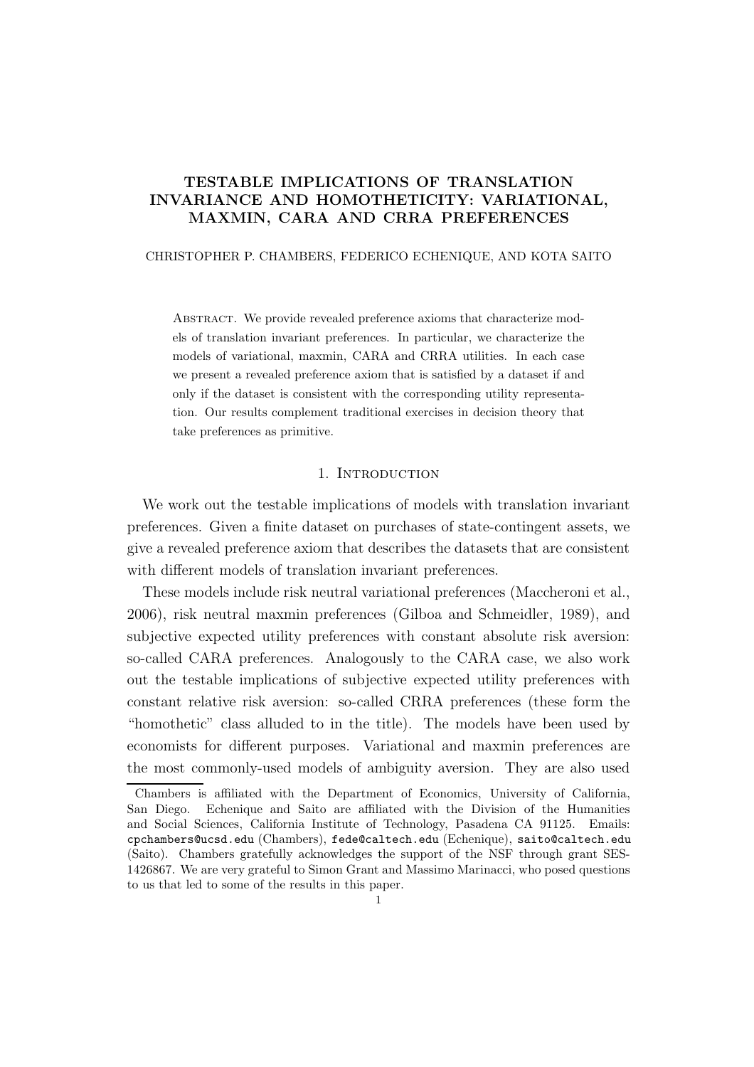# TESTABLE IMPLICATIONS OF TRANSLATION INVARIANCE AND HOMOTHETICITY: VARIATIONAL, MAXMIN, CARA AND CRRA PREFERENCES

CHRISTOPHER P. CHAMBERS, FEDERICO ECHENIQUE, AND KOTA SAITO

Abstract. We provide revealed preference axioms that characterize models of translation invariant preferences. In particular, we characterize the models of variational, maxmin, CARA and CRRA utilities. In each case we present a revealed preference axiom that is satisfied by a dataset if and only if the dataset is consistent with the corresponding utility representation. Our results complement traditional exercises in decision theory that take preferences as primitive.

## 1. Introduction

We work out the testable implications of models with translation invariant preferences. Given a finite dataset on purchases of state-contingent assets, we give a revealed preference axiom that describes the datasets that are consistent with different models of translation invariant preferences.

These models include risk neutral variational preferences (Maccheroni et al., 2006), risk neutral maxmin preferences (Gilboa and Schmeidler, 1989), and subjective expected utility preferences with constant absolute risk aversion: so-called CARA preferences. Analogously to the CARA case, we also work out the testable implications of subjective expected utility preferences with constant relative risk aversion: so-called CRRA preferences (these form the "homothetic" class alluded to in the title). The models have been used by economists for different purposes. Variational and maxmin preferences are the most commonly-used models of ambiguity aversion. They are also used

---

Chambers is affiliated with the Department of Economics, University of California, San Diego. Echenique and Saito are affiliated with the Division of the Humanities and Social Sciences, California Institute of Technology, Pasadena CA 91125. Emails: cpchambers@ucsd.edu (Chambers), fede@caltech.edu (Echenique), saito@caltech.edu (Saito). Chambers gratefully acknowledges the support of the NSF through grant SES-1426867. We are very grateful to Simon Grant and Massimo Marinacci, who posed questions to us that led to some of the results in this paper.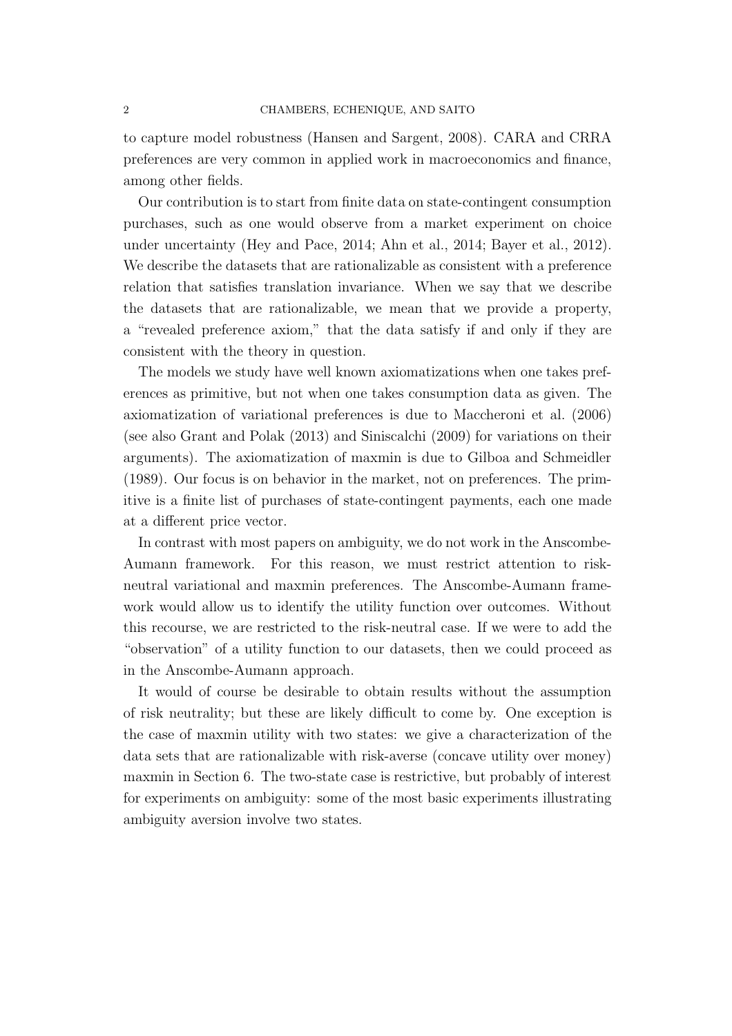to capture model robustness (Hansen and Sargent, 2008). CARA and CRRA preferences are very common in applied work in macroeconomics and finance, among other fields.

Our contribution is to start from finite data on state-contingent consumption purchases, such as one would observe from a market experiment on choice under uncertainty (Hey and Pace, 2014; Ahn et al., 2014; Bayer et al., 2012). We describe the datasets that are rationalizable as consistent with a preference relation that satisfies translation invariance. When we say that we describe the datasets that are rationalizable, we mean that we provide a property, a "revealed preference axiom," that the data satisfy if and only if they are consistent with the theory in question.

The models we study have well known axiomatizations when one takes preferences as primitive, but not when one takes consumption data as given. The axiomatization of variational preferences is due to Maccheroni et al. (2006) (see also Grant and Polak (2013) and Siniscalchi (2009) for variations on their arguments). The axiomatization of maxmin is due to Gilboa and Schmeidler (1989). Our focus is on behavior in the market, not on preferences. The primitive is a finite list of purchases of state-contingent payments, each one made at a different price vector.

In contrast with most papers on ambiguity, we do not work in the Anscombe-Aumann framework. For this reason, we must restrict attention to risk-neutral variational and maxmin preferences. The Anscombe-Aumann framework would allow us to identify the utility function over outcomes. Without this recourse, we are restricted to the risk-neutral case. If we were to add the "observation" of a utility function to our datasets, then we could proceed as in the Anscombe-Aumann approach.

It would of course be desirable to obtain results without the assumption of risk neutrality; but these are likely difficult to come by. One exception is the case of maxmin utility with two states: we give a characterization of the data sets that are rationalizable with risk-averse (concave utility over money) maxmin in Section 6. The two-state case is restrictive, but probably of interest for experiments on ambiguity: some of the most basic experiments illustrating ambiguity aversion involve two states.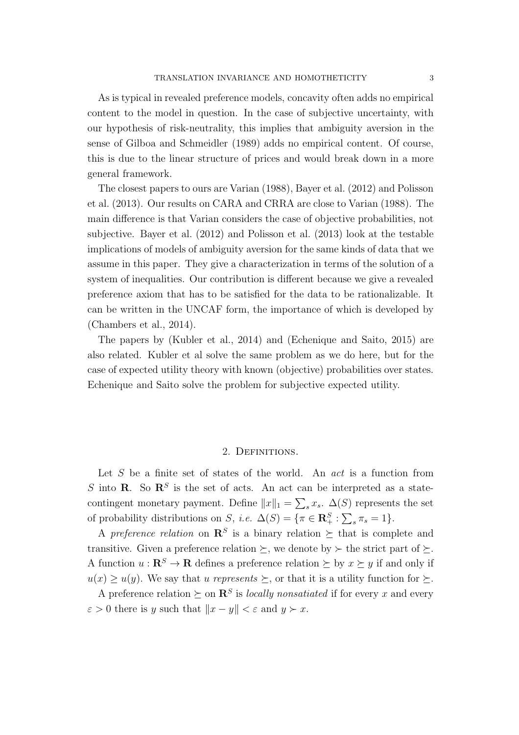As is typical in revealed preference models, concavity often adds no empirical content to the model in question. In the case of subjective uncertainty, with our hypothesis of risk-neutrality, this implies that ambiguity aversion in the sense of Gilboa and Schmeidler (1989) adds no empirical content. Of course, this is due to the linear structure of prices and would break down in a more general framework.

The closest papers to ours are Varian (1988), Bayer et al. (2012) and Polisson et al. (2013). Our results on CARA and CRRA are close to Varian (1988). The main difference is that Varian considers the case of objective probabilities, not subjective. Bayer et al. (2012) and Polisson et al. (2013) look at the testable implications of models of ambiguity aversion for the same kinds of data that we assume in this paper. They give a characterization in terms of the solution of a system of inequalities. Our contribution is different because we give a revealed preference axiom that has to be satisfied for the data to be rationalizable. It can be written in the UNCAF form, the importance of which is developed by (Chambers et al., 2014).

The papers by (Kubler et al., 2014) and (Echenique and Saito, 2015) are also related. Kubler et al solve the same problem as we do here, but for the case of expected utility theory with known (objective) probabilities over states. Echenique and Saito solve the problem for subjective expected utility.

## 2. Definitions.

Let $S$ be a finite set of states of the world. An *act* is a function from $S$ into $\mathbf{R}$. So $\mathbf{R}^S$ is the set of acts. An act can be interpreted as a state-contingent monetary payment. Define $\|x\|_1 = \sum_s x_s$. $\Delta(S)$ represents the set of probability distributions on $S$, *i.e.* $\Delta(S) = \{\pi \in \mathbf{R}^S_+ : \sum_s \pi_s = 1\}$.

A *preference relation* on $\mathbf{R}^S$ is a binary relation $\succeq$ that is complete and transitive. Given a preference relation $\succeq$, we denote by $\succ$ the strict part of $\succeq$. A function $u : \mathbf{R}^S \to \mathbf{R}$ defines a preference relation $\succeq$ by $x \succeq y$ if and only if $u(x) \geq u(y)$. We say that *u represents* $\succeq$, or that it is a utility function for $\succeq$.

A preference relation $\succeq$ on $\mathbf{R}^S$ is *locally nonsatiated* if for every $x$ and every $\varepsilon > 0$ there is $y$ such that $\|x - y\| < \varepsilon$ and $y \succ x$.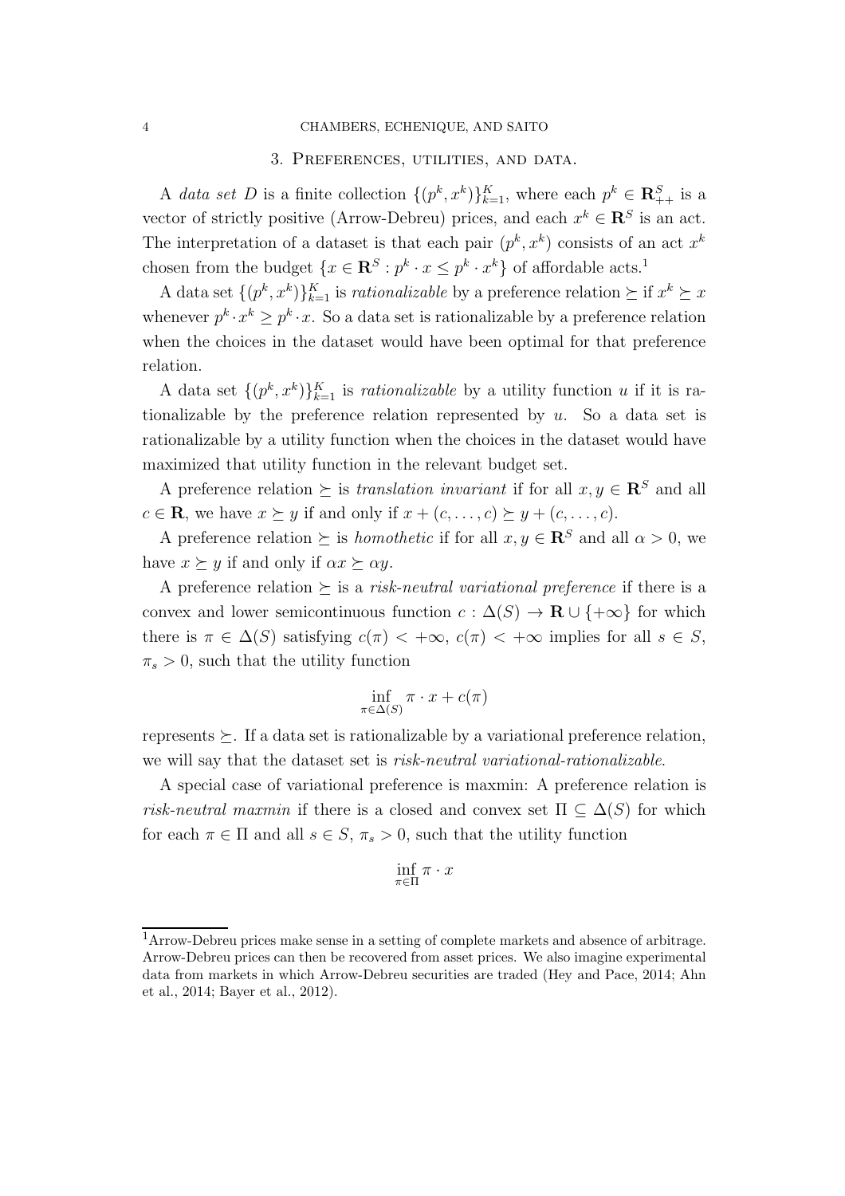## 3. Preferences, utilities, and data.

A *data set* $D$ is a finite collection $\{(p^k, x^k)\}_{k=1}^K$, where each $p^k \in \mathbf{R}^S_{++}$ is a vector of strictly positive (Arrow-Debreu) prices, and each $x^k \in \mathbf{R}^S$ is an act. The interpretation of a dataset is that each pair $(p^k, x^k)$ consists of an act $x^k$ chosen from the budget $\{x \in \mathbf{R}^S : p^k \cdot x \leq p^k \cdot x^k\}$ of affordable acts.[1]

A data set $\{(p^k, x^k)\}_{k=1}^K$ is *rationalizable* by a preference relation $\succeq$ if $x^k \succeq x$ whenever $p^k \cdot x^k \geq p^k \cdot x$. So a data set is rationalizable by a preference relation when the choices in the dataset would have been optimal for that preference relation.

A data set $\{(p^k, x^k)\}_{k=1}^K$ is *rationalizable* by a utility function $u$ if it is rationalizable by the preference relation represented by $u$. So a data set is rationalizable by a utility function when the choices in the dataset would have maximized that utility function in the relevant budget set.

A preference relation $\succeq$ is *translation invariant* if for all $x, y \in \mathbf{R}^S$ and all $c \in \mathbf{R}$, we have $x \succeq y$ if and only if $x + (c, \ldots, c) \succeq y + (c, \ldots, c)$.

A preference relation $\succeq$ is *homothetic* if for all $x, y \in \mathbf{R}^S$ and all $\alpha > 0$, we have $x \succeq y$ if and only if $\alpha x \succeq \alpha y$.

A preference relation $\succeq$ is a *risk-neutral variational preference* if there is a convex and lower semicontinuous function $c : \Delta(S) \to \mathbf{R} \cup \{+\infty\}$ for which there is $\pi \in \Delta(S)$ satisfying $c(\pi) < +\infty$, $c(\pi) < +\infty$ implies for all $s \in S$, $\pi_s > 0$, such that the utility function

$$\inf_{\pi \in \Delta(S)} \pi \cdot x + c(\pi)$$

represents $\succeq$. If a data set is rationalizable by a variational preference relation, we will say that the dataset set is *risk-neutral variational-rationalizable*.

A special case of variational preference is maxmin: A preference relation is *risk-neutral maxmin* if there is a closed and convex set $\Pi \subseteq \Delta(S)$ for which for each $\pi \in \Pi$ and all $s \in S$, $\pi_s > 0$, such that the utility function

$$\inf_{\pi \in \Pi} \pi \cdot x$$

---

[1] Arrow-Debreu prices make sense in a setting of complete markets and absence of arbitrage. Arrow-Debreu prices can then be recovered from asset prices. We also imagine experimental data from markets in which Arrow-Debreu securities are traded (Hey and Pace, 2014; Ahn et al., 2014; Bayer et al., 2012).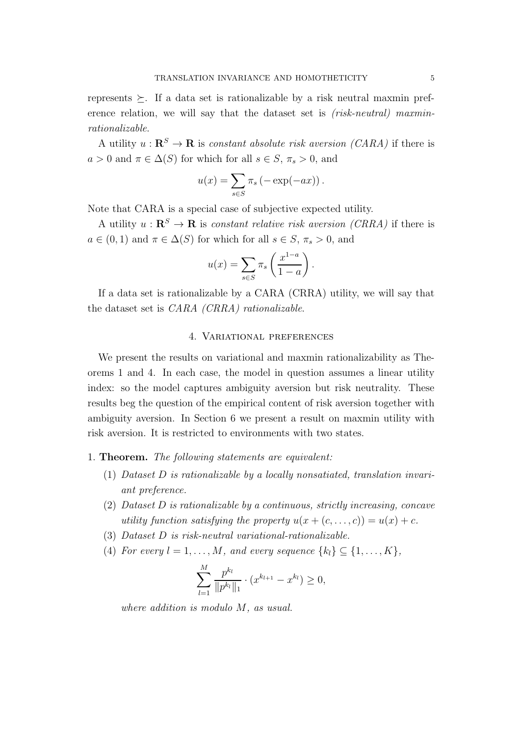represents $\succeq$. If a data set is rationalizable by a risk neutral maxmin preference relation, we will say that the dataset set is *(risk-neutral) maxmin-rationalizable*.

A utility $u : \mathbf{R}^S \to \mathbf{R}$ is *constant absolute risk aversion (CARA)* if there is $a > 0$ and $\pi \in \Delta(S)$ for which for all $s \in S$, $\pi_s > 0$, and

$$u(x) = \sum_{s \in S} \pi_s \left( -\exp(-ax) \right).$$

Note that CARA is a special case of subjective expected utility.

A utility $u : \mathbf{R}^S \to \mathbf{R}$ is *constant relative risk aversion (CRRA)* if there is $a \in (0, 1)$ and $\pi \in \Delta(S)$ for which for all $s \in S$, $\pi_s > 0$, and

$$u(x) = \sum_{s \in S} \pi_s \left( \frac{x^{1-a}}{1-a} \right).$$

If a data set is rationalizable by a CARA (CRRA) utility, we will say that the dataset set is *CARA (CRRA) rationalizable*.

## 4. Variational preferences

We present the results on variational and maxmin rationalizability as Theorems 1 and 4. In each case, the model in question assumes a linear utility index: so the model captures ambiguity aversion but risk neutrality. These results beg the question of the empirical content of risk aversion together with ambiguity aversion. In Section 6 we present a result on maxmin utility with risk aversion. It is restricted to environments with two states.

1. **Theorem.** *The following statements are equivalent:*

(1) *Dataset $D$ is rationalizable by a locally nonsatiated, translation invariant preference.*

(2) *Dataset $D$ is rationalizable by a continuous, strictly increasing, concave utility function satisfying the property $u(x + (c, \ldots, c)) = u(x) + c$.*

(3) *Dataset $D$ is risk-neutral variational-rationalizable.*

(4) *For every $l = 1, \ldots, M$, and every sequence $\{k_l\} \subseteq \{1, \ldots, K\}$,*

$$\sum_{l=1}^{M} \frac{p^{k_l}}{\|p^{k_l}\|_1} \cdot (x^{k_{l+1}} - x^{k_l}) \geq 0,$$

*where addition is modulo $M$, as usual.*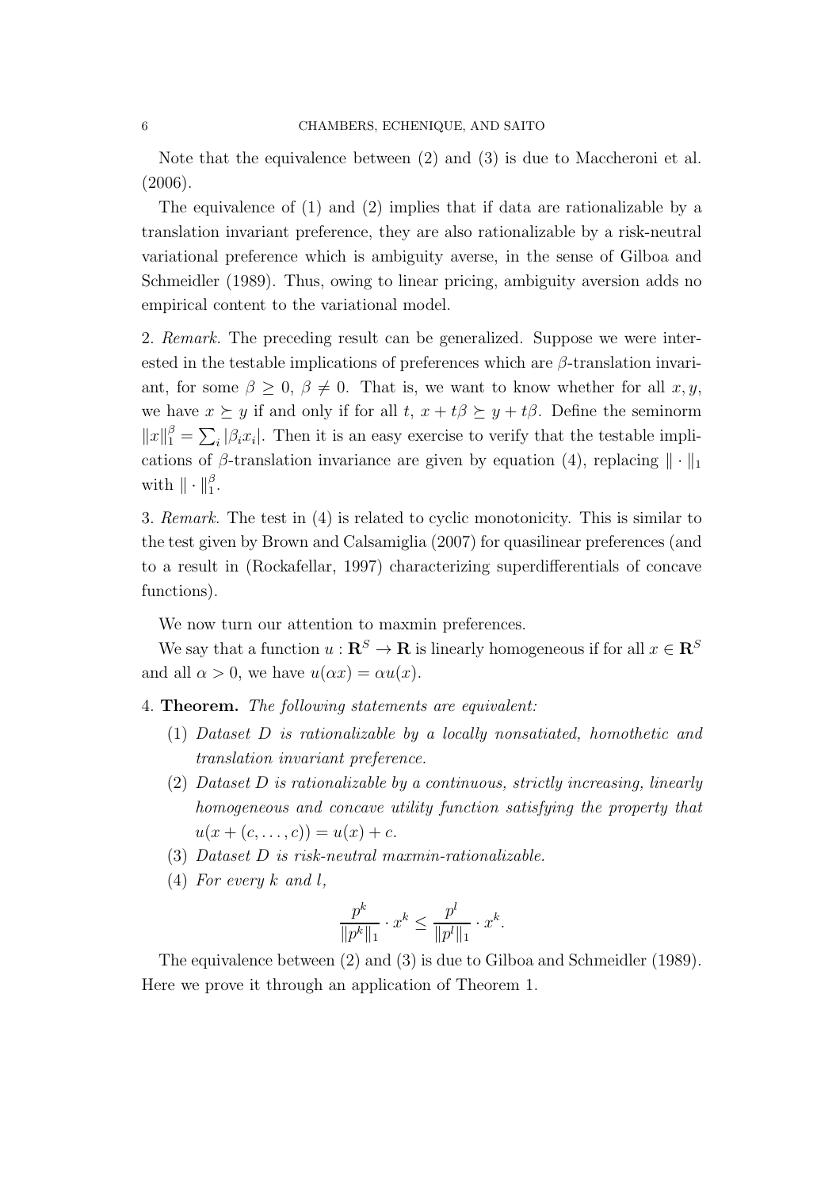Note that the equivalence between (2) and (3) is due to Maccheroni et al. (2006).

The equivalence of (1) and (2) implies that if data are rationalizable by a translation invariant preference, they are also rationalizable by a risk-neutral variational preference which is ambiguity averse, in the sense of Gilboa and Schmeidler (1989). Thus, owing to linear pricing, ambiguity aversion adds no empirical content to the variational model.

2. *Remark.* The preceding result can be generalized. Suppose we were interested in the testable implications of preferences which are $\beta$-translation invariant, for some $\beta \geq 0$, $\beta \neq 0$. That is, we want to know whether for all $x, y$, we have $x \succeq y$ if and only if for all $t$, $x + t\beta \succeq y + t\beta$. Define the seminorm $\|x\|_1^\beta = \sum_i |\beta_i x_i|$. Then it is an easy exercise to verify that the testable implications of $\beta$-translation invariance are given by equation (4), replacing $\| \cdot \|_1$ with $\| \cdot \|_1^\beta$.

3. *Remark.* The test in (4) is related to cyclic monotonicity. This is similar to the test given by Brown and Calsamiglia (2007) for quasilinear preferences (and to a result in (Rockafellar, 1997) characterizing superdifferentials of concave functions).

We now turn our attention to maxmin preferences.

We say that a function $u : \mathbf{R}^S \to \mathbf{R}$ is linearly homogeneous if for all $x \in \mathbf{R}^S$ and all $\alpha > 0$, we have $u(\alpha x) = \alpha u(x)$.

4. **Theorem.** *The following statements are equivalent:*

(1) *Dataset $D$ is rationalizable by a locally nonsatiated, homothetic and translation invariant preference.*

(2) *Dataset $D$ is rationalizable by a continuous, strictly increasing, linearly homogeneous and concave utility function satisfying the property that $u(x + (c, \ldots, c)) = u(x) + c$.*

(3) *Dataset $D$ is risk-neutral maxmin-rationalizable.*

(4) *For every $k$ and $l$,*

$$\frac{p^k}{\|p^k\|_1} \cdot x^k \leq \frac{p^l}{\|p^l\|_1} \cdot x^k.$$

The equivalence between (2) and (3) is due to Gilboa and Schmeidler (1989). Here we prove it through an application of Theorem 1.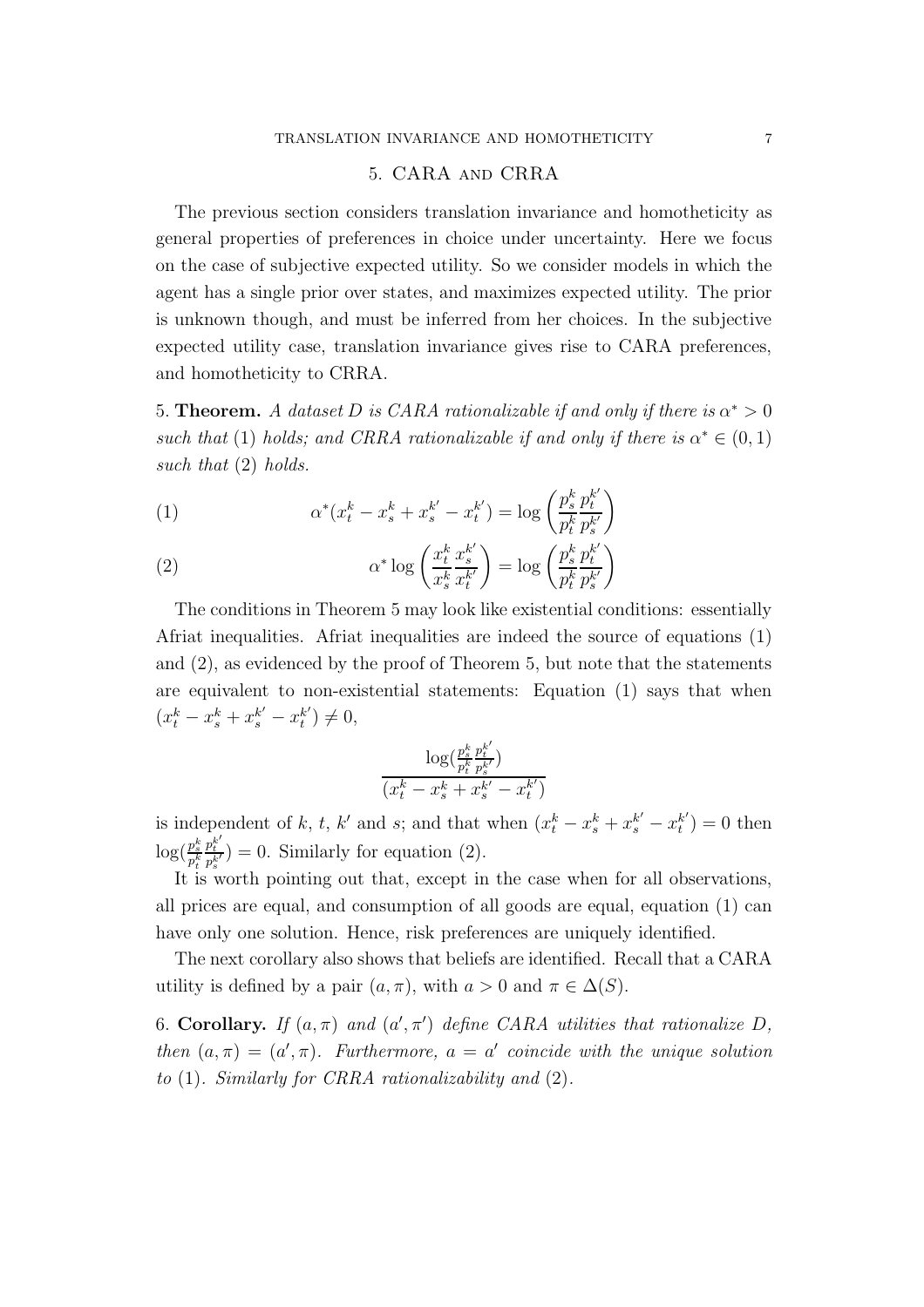## 5. CARA and CRRA

The previous section considers translation invariance and homotheticity as general properties of preferences in choice under uncertainty. Here we focus on the case of subjective expected utility. So we consider models in which the agent has a single prior over states, and maximizes expected utility. The prior is unknown though, and must be inferred from her choices. In the subjective expected utility case, translation invariance gives rise to CARA preferences, and homotheticity to CRRA.

5. **Theorem.** *A dataset $D$ is CARA rationalizable if and only if there is $\alpha^* > 0$ such that* (1) *holds; and CRRA rationalizable if and only if there is $\alpha^* \in (0, 1)$ such that* (2) *holds.*

$$\alpha^*(x^k_t - x^k_s + x^{k'}_s - x^{k'}_t) = \log\left(\frac{p^k_s}{p^k_t}\frac{p^{k'}_t}{p^{k'}_s}\right) \tag{1}$$

$$\alpha^* \log\left(\frac{x^k_t}{x^k_s}\frac{x^{k'}_s}{x^{k'}_t}\right) = \log\left(\frac{p^k_s}{p^k_t}\frac{p^{k'}_t}{p^{k'}_s}\right) \tag{2}$$

The conditions in Theorem 5 may look like existential conditions: essentially Afriat inequalities. Afriat inequalities are indeed the source of equations (1) and (2), as evidenced by the proof of Theorem 5, but note that the statements are equivalent to non-existential statements: Equation (1) says that when $(x^k_t - x^k_s + x^{k'}_s - x^{k'}_t) \neq 0$,

$$\frac{\log(\frac{p^k_s}{p^k_t}\frac{p^{k'}_t}{p^{k'}_s})}{(x^k_t - x^k_s + x^{k'}_s - x^{k'}_t)}$$

is independent of $k$, $t$, $k'$ and $s$; and that when $(x^k_t - x^k_s + x^{k'}_s - x^{k'}_t) = 0$ then $\log(\frac{p^k_s}{p^k_t}\frac{p^{k'}_t}{p^{k'}_s}) = 0$. Similarly for equation (2).

It is worth pointing out that, except in the case when for all observations, all prices are equal, and consumption of all goods are equal, equation (1) can have only one solution. Hence, risk preferences are uniquely identified.

The next corollary also shows that beliefs are identified. Recall that a CARA utility is defined by a pair $(a, \pi)$, with $a > 0$ and $\pi \in \Delta(S)$.

6. **Corollary.** *If $(a, \pi)$ and $(a', \pi')$ define CARA utilities that rationalize $D$, then $(a, \pi) = (a', \pi)$. Furthermore, $a = a'$ coincide with the unique solution to* (1)*. Similarly for CRRA rationalizability and* (2)*.*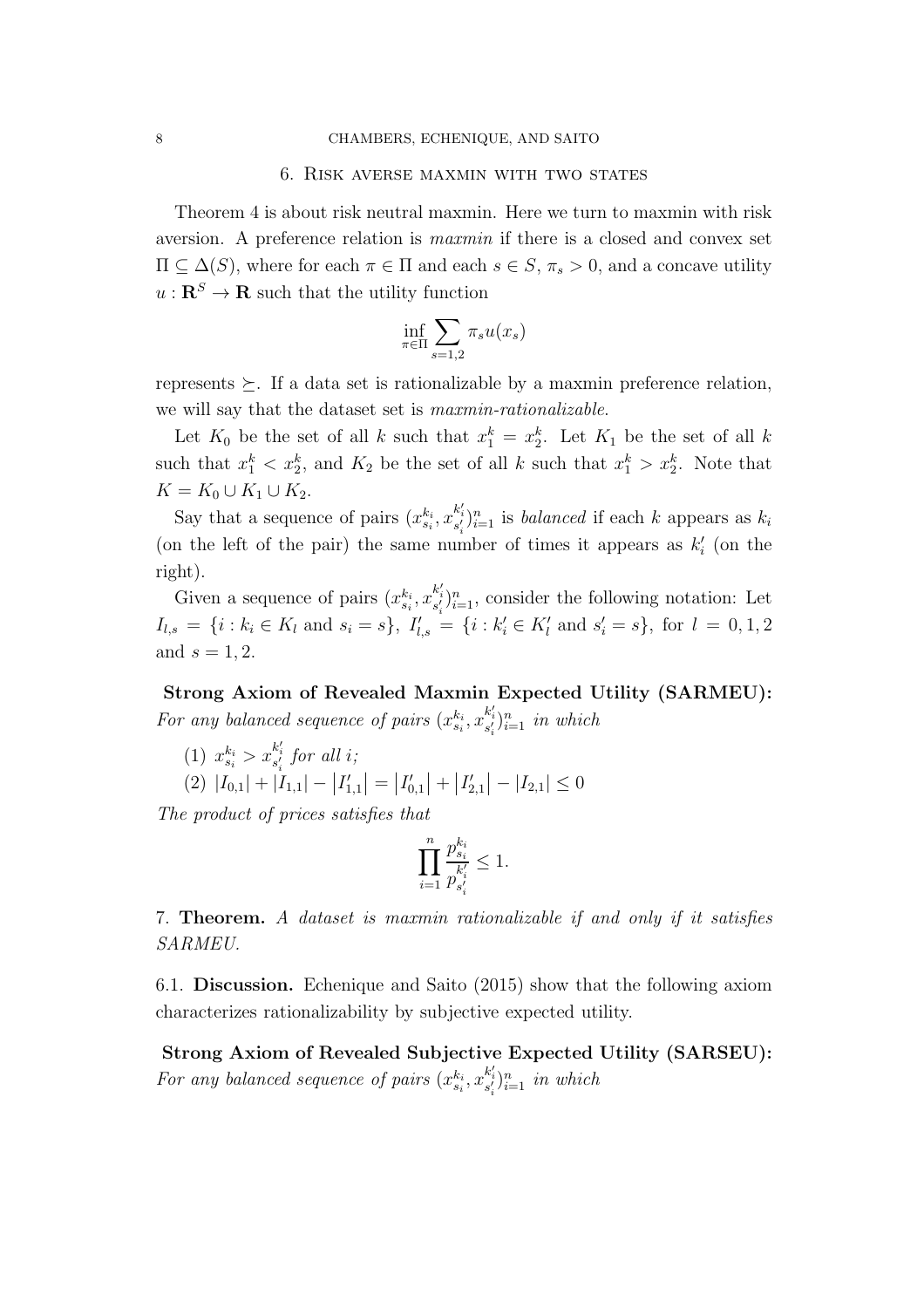## 6. Risk averse maxmin with two states

Theorem 4 is about risk neutral maxmin. Here we turn to maxmin with risk aversion. A preference relation is *maxmin* if there is a closed and convex set $\Pi \subseteq \Delta(S)$, where for each $\pi \in \Pi$ and each $s \in S$, $\pi_s > 0$, and a concave utility $u : \mathbf{R}^S \to \mathbf{R}$ such that the utility function

$$\inf_{\pi \in \Pi} \sum_{s=1,2} \pi_s u(x_s)$$

represents $\succeq$. If a data set is rationalizable by a maxmin preference relation, we will say that the dataset set is *maxmin-rationalizable*.

Let $K_0$ be the set of all $k$ such that $x_1^k = x_2^k$. Let $K_1$ be the set of all $k$ such that $x_1^k < x_2^k$, and $K_2$ be the set of all $k$ such that $x_1^k > x_2^k$. Note that $K = K_0 \cup K_1 \cup K_2$.

Say that a sequence of pairs $(x_{s_i}^{k_i}, x_{s_i'}^{k_i'})_{i=1}^n$ is *balanced* if each $k$ appears as $k_i$ (on the left of the pair) the same number of times it appears as $k_i'$ (on the right).

Given a sequence of pairs $(x_{s_i}^{k_i}, x_{s_i'}^{k_i'})_{i=1}^n$, consider the following notation: Let $I_{l,s} = \{i : k_i \in K_l \text{ and } s_i = s\}$, $I'_{l,s} = \{i : k'_i \in K'_l \text{ and } s'_i = s\}$, for $l = 0, 1, 2$ and $s = 1, 2$.

**Strong Axiom of Revealed Maxmin Expected Utility (SARMEU):** *For any balanced sequence of pairs $(x_{s_i}^{k_i}, x_{s_i'}^{k_i'})_{i=1}^n$ in which*

(1) $x_{s_i}^{k_i} > x_{s_i'}^{k_i'}$ *for all* $i$;

(2) $|I_{0,1}| + |I_{1,1}| - |I'_{1,1}| = |I'_{0,1}| + |I'_{2,1}| - |I_{2,1}| \leq 0$

*The product of prices satisfies that*

$$\prod_{i=1}^n \frac{p_{s_i}^{k_i}}{p_{s_i'}^{k_i'}} \leq 1.$$

7. **Theorem.** *A dataset is maxmin rationalizable if and only if it satisfies SARMEU.*

6.1. **Discussion.** Echenique and Saito (2015) show that the following axiom characterizes rationalizability by subjective expected utility.

**Strong Axiom of Revealed Subjective Expected Utility (SARSEU):** *For any balanced sequence of pairs $(x_{s_i}^{k_i}, x_{s_i'}^{k_i'})_{i=1}^n$ in which*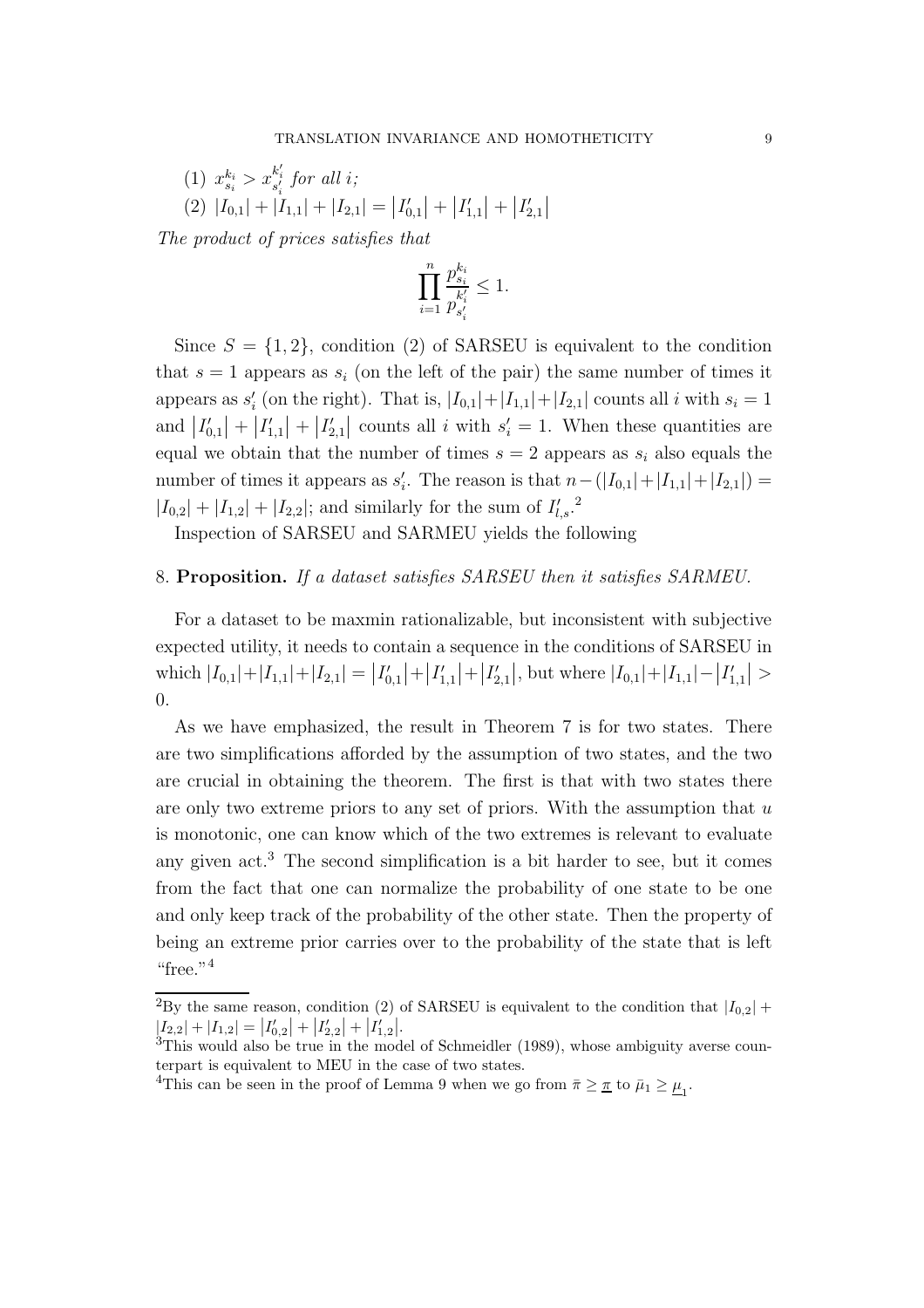(1) $x^{k_i}_{s_i} > x^{k'_i}_{s'_i}$ *for all* $i$;

(2) $|I_{0,1}| + |I_{1,1}| + |I_{2,1}| = |I'_{0,1}| + |I'_{1,1}| + |I'_{2,1}|$

*The product of prices satisfies that*

$$\prod_{i=1}^{n} \frac{p^{k_i}_{s_i}}{p^{k'_i}_{s'_i}} \leq 1.$$

Since $S = \{1, 2\}$, condition (2) of SARSEU is equivalent to the condition that $s = 1$ appears as $s_i$ (on the left of the pair) the same number of times it appears as $s'_i$ (on the right). That is, $|I_{0,1}|+|I_{1,1}|+|I_{2,1}|$ counts all $i$ with $s_i = 1$ and $|I'_{0,1}| + |I'_{1,1}| + |I'_{2,1}|$ counts all $i$ with $s'_i = 1$. When these quantities are equal we obtain that the number of times $s = 2$ appears as $s_i$ also equals the number of times it appears as $s'_i$. The reason is that $n-(|I_{0,1}|+|I_{1,1}|+|I_{2,1}|) = |I_{0,2}| + |I_{1,2}| + |I_{2,2}|$; and similarly for the sum of $I'_{l,s}$.[2]

Inspection of SARSEU and SARMEU yields the following

8. **Proposition.** *If a dataset satisfies SARSEU then it satisfies SARMEU.*

For a dataset to be maxmin rationalizable, but inconsistent with subjective expected utility, it needs to contain a sequence in the conditions of SARSEU in which $|I_{0,1}|+|I_{1,1}|+|I_{2,1}| = |I'_{0,1}|+|I'_{1,1}|+|I'_{2,1}|$, but where $|I_{0,1}|+|I_{1,1}|-|I'_{1,1}| > 0$.

As we have emphasized, the result in Theorem 7 is for two states. There are two simplifications afforded by the assumption of two states, and the two are crucial in obtaining the theorem. The first is that with two states there are only two extreme priors to any set of priors. With the assumption that $u$ is monotonic, one can know which of the two extremes is relevant to evaluate any given act.[3] The second simplification is a bit harder to see, but it comes from the fact that one can normalize the probability of one state to be one and only keep track of the probability of the other state. Then the property of being an extreme prior carries over to the probability of the state that is left "free."[4]

---

[2] By the same reason, condition (2) of SARSEU is equivalent to the condition that $|I_{0,2}| + |I_{2,2}| + |I_{1,2}| = |I'_{0,2}| + |I'_{2,2}| + |I'_{1,2}|$.

[3] This would also be true in the model of Schmeidler (1989), whose ambiguity averse counterpart is equivalent to MEU in the case of two states.

[4] This can be seen in the proof of Lemma 9 when we go from $\bar{\pi} \geq \underline{\pi}$ to $\bar{\mu}_1 \geq \underline{\mu}_1$.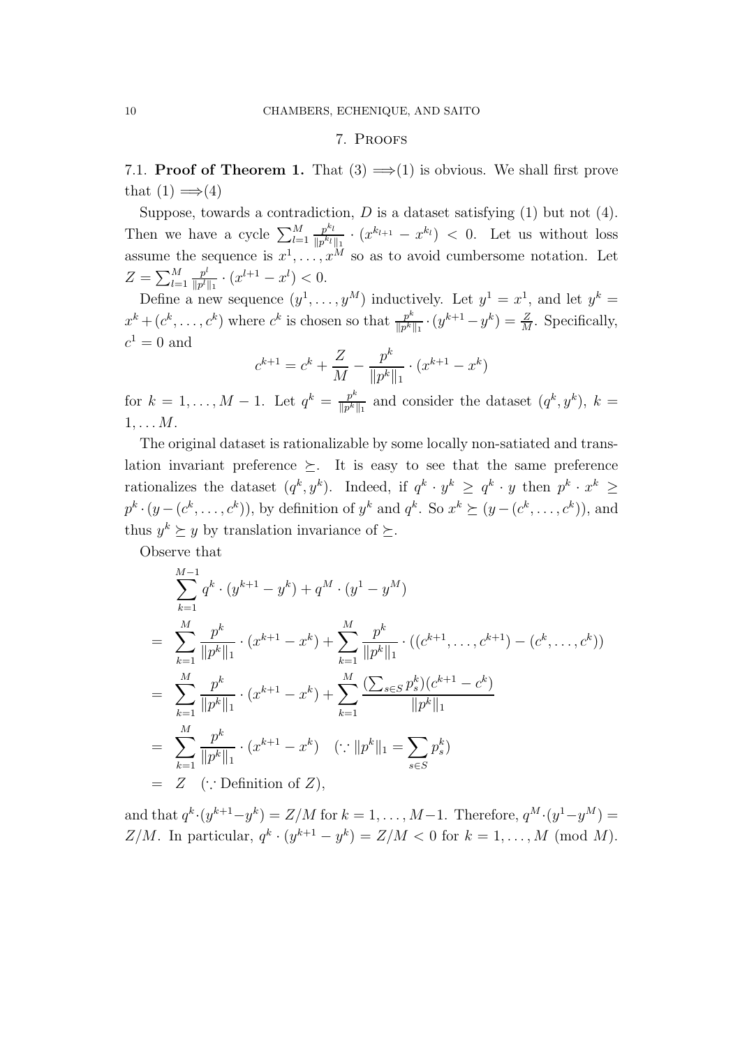## 7. Proofs

7.1. **Proof of Theorem 1.** That (3) $\Longrightarrow$(1) is obvious. We shall first prove that (1) $\Longrightarrow$(4)

Suppose, towards a contradiction, $D$ is a dataset satisfying (1) but not (4). Then we have a cycle $\sum_{l=1}^{M} \frac{p^{k_l}}{\|p^{k_l}\|_1} \cdot (x^{k_{l+1}} - x^{k_l}) < 0$. Let us without loss assume the sequence is $x^1, \ldots, x^M$ so as to avoid cumbersome notation. Let $Z = \sum_{l=1}^{M} \frac{p^l}{\|p^l\|_1} \cdot (x^{l+1} - x^l) < 0$.

Define a new sequence $(y^1, \ldots, y^M)$ inductively. Let $y^1 = x^1$, and let $y^k = x^k + (c^k, \ldots, c^k)$ where $c^k$ is chosen so that $\frac{p^k}{\|p^k\|_1} \cdot (y^{k+1} - y^k) = \frac{Z}{M}$. Specifically, $c^1 = 0$ and

$$c^{k+1} = c^k + \frac{Z}{M} - \frac{p^k}{\|p^k\|_1} \cdot (x^{k+1} - x^k)$$

for $k = 1, \ldots, M-1$. Let $q^k = \frac{p^k}{\|p^k\|_1}$ and consider the dataset $(q^k, y^k)$, $k = 1, \ldots M$.

The original dataset is rationalizable by some locally non-satiated and translation invariant preference $\succeq$. It is easy to see that the same preference rationalizes the dataset $(q^k, y^k)$. Indeed, if $q^k \cdot y^k \geq q^k \cdot y$ then $p^k \cdot x^k \geq p^k \cdot (y - (c^k, \ldots, c^k))$, by definition of $y^k$ and $q^k$. So $x^k \succeq (y - (c^k, \ldots, c^k))$, and thus $y^k \succeq y$ by translation invariance of $\succeq$.

Observe that

$$\begin{aligned}
& \sum_{k=1}^{M-1} q^k \cdot (y^{k+1} - y^k) + q^M \cdot (y^1 - y^M) \\
= & \sum_{k=1}^{M} \frac{p^k}{\|p^k\|_1} \cdot (x^{k+1} - x^k) + \sum_{k=1}^{M} \frac{p^k}{\|p^k\|_1} \cdot ((c^{k+1}, \ldots, c^{k+1}) - (c^k, \ldots, c^k)) \\
= & \sum_{k=1}^{M} \frac{p^k}{\|p^k\|_1} \cdot (x^{k+1} - x^k) + \sum_{k=1}^{M} \frac{(\sum_{s \in S} p_s^k)(c^{k+1} - c^k)}{\|p^k\|_1} \\
= & \sum_{k=1}^{M} \frac{p^k}{\|p^k\|_1} \cdot (x^{k+1} - x^k) \quad (\because \|p^k\|_1 = \sum_{s \in S} p_s^k) \\
= & \ Z \quad (\because \text{Definition of } Z),
\end{aligned}$$

and that $q^k \cdot (y^{k+1} - y^k) = Z/M$ for $k = 1, \ldots, M-1$. Therefore, $q^M \cdot (y^1 - y^M) = Z/M$. In particular, $q^k \cdot (y^{k+1} - y^k) = Z/M < 0$ for $k = 1, \ldots, M \pmod{M}$.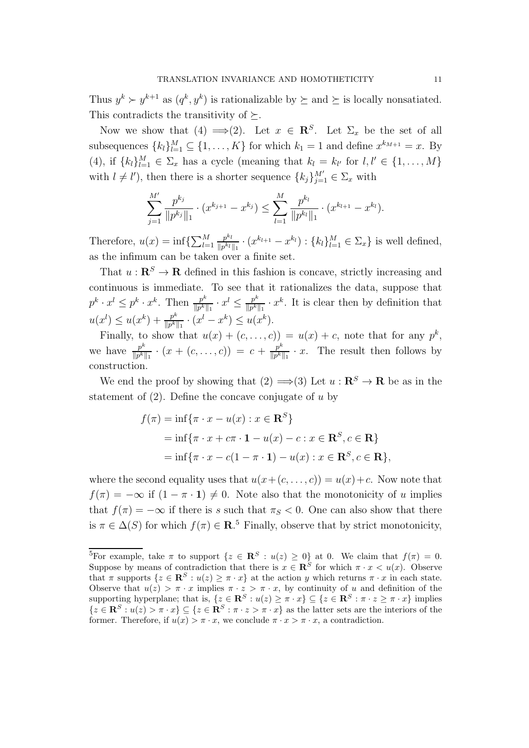Thus $y^k \succ y^{k+1}$ as $(q^k, y^k)$ is rationalizable by $\succeq$ and $\succeq$ is locally nonsatiated. This contradicts the transitivity of $\succeq$.

Now we show that (4) $\Longrightarrow$(2). Let $x \in \mathbf{R}^S$. Let $\Sigma_x$ be the set of all subsequences $\{k_l\}_{l=1}^M \subseteq \{1, \ldots, K\}$ for which $k_1 = 1$ and define $x^{k_{M+1}} = x$. By (4), if $\{k_l\}_{l=1}^M \in \Sigma_x$ has a cycle (meaning that $k_l = k_{l'}$ for $l, l' \in \{1, \ldots, M\}$ with $l \neq l'$), then there is a shorter sequence $\{k_j\}_{j=1}^{M'} \in \Sigma_x$ with

$$\sum_{j=1}^{M'} \frac{p^{k_j}}{\|p^{k_j}\|_1} \cdot (x^{k_{j+1}} - x^{k_j}) \leq \sum_{l=1}^{M} \frac{p^{k_l}}{\|p^{k_l}\|_1} \cdot (x^{k_{l+1}} - x^{k_l}).$$

Therefore, $u(x) = \inf\{\sum_{l=1}^M \frac{p^{k_l}}{\|p^{k_l}\|_1} \cdot (x^{k_{l+1}} - x^{k_l}) : \{k_l\}_{l=1}^M \in \Sigma_x\}$ is well defined, as the infimum can be taken over a finite set.

That $u : \mathbf{R}^S \to \mathbf{R}$ defined in this fashion is concave, strictly increasing and continuous is immediate. To see that it rationalizes the data, suppose that $p^k \cdot x^l \leq p^k \cdot x^k$. Then $\frac{p^k}{\|p^k\|_1} \cdot x^l \leq \frac{p^k}{\|p^k\|_1} \cdot x^k$. It is clear then by definition that $u(x^l) \leq u(x^k) + \frac{p^k}{\|p^k\|_1} \cdot (x^l - x^k) \leq u(x^k)$.

Finally, to show that $u(x) + (c, \ldots, c)) = u(x) + c$, note that for any $p^k$, we have $\frac{p^k}{\|p^k\|_1} \cdot (x + (c, \ldots, c)) = c + \frac{p^k}{\|p^k\|_1} \cdot x$. The result then follows by construction.

We end the proof by showing that (2) $\Longrightarrow$(3) Let $u : \mathbf{R}^S \to \mathbf{R}$ be as in the statement of (2). Define the concave conjugate of $u$ by

$$\begin{aligned}
f(\pi) &= \inf\{\pi \cdot x - u(x) : x \in \mathbf{R}^S\} \\
&= \inf\{\pi \cdot x + c\pi \cdot \mathbf{1} - u(x) - c : x \in \mathbf{R}^S, c \in \mathbf{R}\} \\
&= \inf\{\pi \cdot x - c(1 - \pi \cdot \mathbf{1}) - u(x) : x \in \mathbf{R}^S, c \in \mathbf{R}\},
\end{aligned}$$

where the second equality uses that $u(x+(c, \ldots, c)) = u(x)+c$. Now note that $f(\pi) = -\infty$ if $(1 - \pi \cdot \mathbf{1}) \neq 0$. Note also that the monotonicity of $u$ implies that $f(\pi) = -\infty$ if there is $s$ such that $\pi_S < 0$. One can also show that there is $\pi \in \Delta(S)$ for which $f(\pi) \in \mathbf{R}$.[5] Finally, observe that by strict monotonicity,

[5]For example, take $\pi$ to support $\{z \in \mathbf{R}^S : u(z) \geq 0\}$ at 0. We claim that $f(\pi) = 0$. Suppose by means of contradiction that there is $x \in \mathbf{R}^S$ for which $\pi \cdot x < u(x)$. Observe that $\pi$ supports $\{z \in \mathbf{R}^S : u(z) \geq \pi \cdot x\}$ at the action $y$ which returns $\pi \cdot x$ in each state. Observe that $u(z) > \pi \cdot x$ implies $\pi \cdot z > \pi \cdot x$, by continuity of $u$ and definition of the supporting hyperplane; that is, $\{z \in \mathbf{R}^S : u(z) \geq \pi \cdot x\} \subseteq \{z \in \mathbf{R}^S : \pi \cdot z \geq \pi \cdot x\}$ implies $\{z \in \mathbf{R}^S : u(z) > \pi \cdot x\} \subseteq \{z \in \mathbf{R}^S : \pi \cdot z > \pi \cdot x\}$ as the latter sets are the interiors of the former. Therefore, if $u(x) > \pi \cdot x$, we conclude $\pi \cdot x > \pi \cdot x$, a contradiction.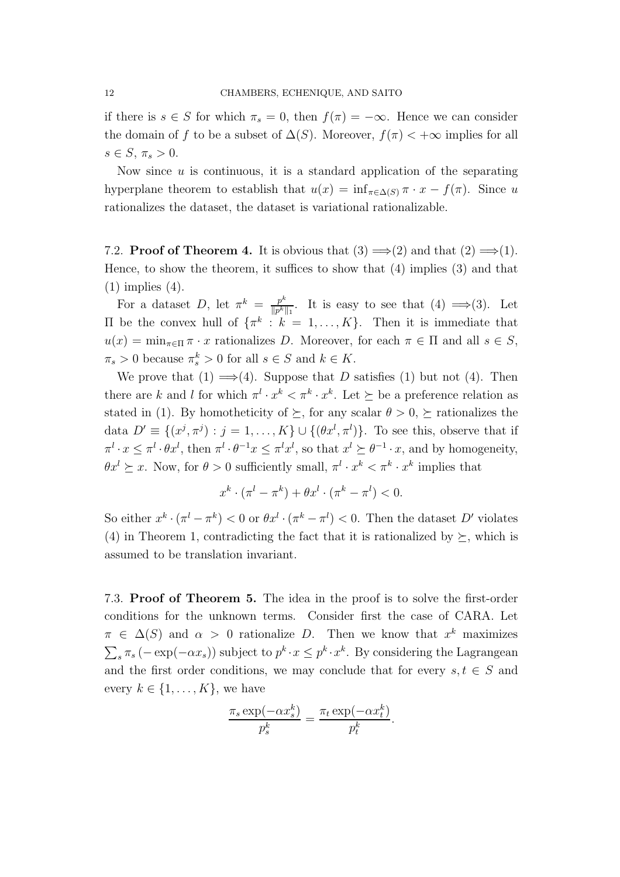if there is $s \in S$ for which $\pi_s = 0$, then $f(\pi) = -\infty$. Hence we can consider the domain of $f$ to be a subset of $\Delta(S)$. Moreover, $f(\pi) < +\infty$ implies for all $s \in S$, $\pi_s > 0$.

Now since $u$ is continuous, it is a standard application of the separating hyperplane theorem to establish that $u(x) = \inf_{\pi \in \Delta(S)} \pi \cdot x - f(\pi)$. Since $u$ rationalizes the dataset, the dataset is variational rationalizable.

### 7.2. Proof of Theorem 4.

It is obvious that (3) $\Longrightarrow$(2) and that (2) $\Longrightarrow$(1). Hence, to show the theorem, it suffices to show that (4) implies (3) and that (1) implies (4).

For a dataset $D$, let $\pi^k = \frac{p^k}{\|p^k\|_1}$. It is easy to see that (4) $\Longrightarrow$(3). Let $\Pi$ be the convex hull of $\{\pi^k : k = 1, \dots, K\}$. Then it is immediate that $u(x) = \min_{\pi \in \Pi} \pi \cdot x$ rationalizes $D$. Moreover, for each $\pi \in \Pi$ and all $s \in S$, $\pi_s > 0$ because $\pi^k_s > 0$ for all $s \in S$ and $k \in K$.

We prove that (1) $\Longrightarrow$(4). Suppose that $D$ satisfies (1) but not (4). Then there are $k$ and $l$ for which $\pi^l \cdot x^k < \pi^k \cdot x^k$. Let $\succeq$ be a preference relation as stated in (1). By homotheticity of $\succeq$, for any scalar $\theta > 0$, $\succeq$ rationalizes the data $D' \equiv \{(x^j, \pi^j) : j = 1, \dots, K\} \cup \{(\theta x^l, \pi^l)\}$. To see this, observe that if $\pi^l \cdot x \leq \pi^l \cdot \theta x^l$, then $\pi^l \cdot \theta^{-1} x \leq \pi^l x^l$, so that $x^l \succeq \theta^{-1} \cdot x$, and by homogeneity, $\theta x^l \succeq x$. Now, for $\theta > 0$ sufficiently small, $\pi^l \cdot x^k < \pi^k \cdot x^k$ implies that

$$x^k \cdot (\pi^l - \pi^k) + \theta x^l \cdot (\pi^k - \pi^l) < 0.$$

So either $x^k \cdot (\pi^l - \pi^k) < 0$ or $\theta x^l \cdot (\pi^k - \pi^l) < 0$. Then the dataset $D'$ violates (4) in Theorem 1, contradicting the fact that it is rationalized by $\succeq$, which is assumed to be translation invariant.

### 7.3. Proof of Theorem 5.

The idea in the proof is to solve the first-order conditions for the unknown terms. Consider first the case of CARA. Let $\pi \in \Delta(S)$ and $\alpha > 0$ rationalize $D$. Then we know that $x^k$ maximizes $\sum_s \pi_s \left(-\exp(-\alpha x_s)\right)$ subject to $p^k \cdot x \leq p^k \cdot x^k$. By considering the Lagrangean and the first order conditions, we may conclude that for every $s, t \in S$ and every $k \in \{1, \dots, K\}$, we have

$$\frac{\pi_s \exp(-\alpha x^k_s)}{p^k_s} = \frac{\pi_t \exp(-\alpha x^k_t)}{p^k_t}.$$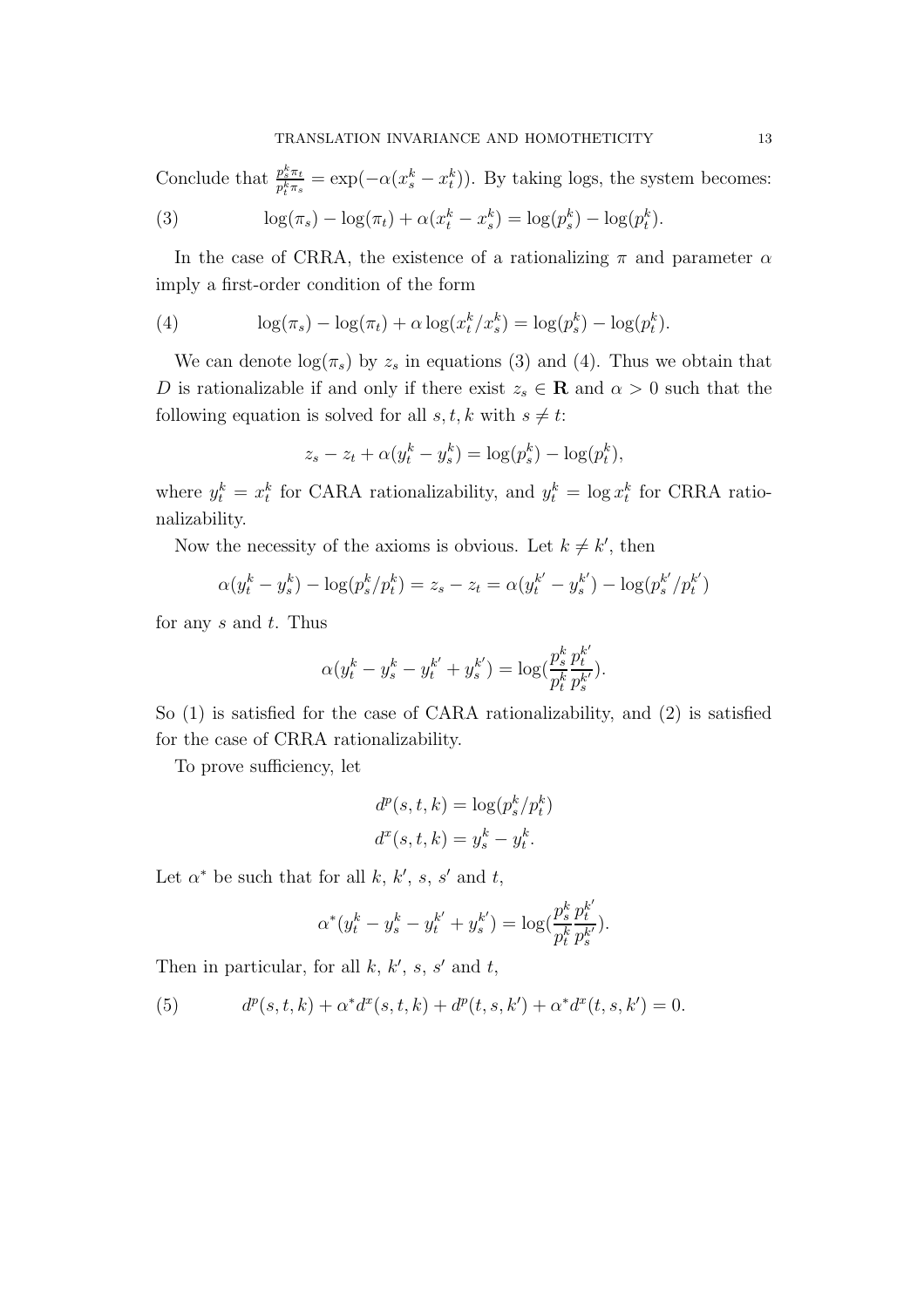Conclude that $\frac{p_s^k \pi_t}{p_t^k \pi_s} = \exp(-\alpha(x_s^k - x_t^k))$. By taking logs, the system becomes:

$$\log(\pi_s) - \log(\pi_t) + \alpha(x_t^k - x_s^k) = \log(p_s^k) - \log(p_t^k). \tag{3}$$

In the case of CRRA, the existence of a rationalizing $\pi$ and parameter $\alpha$ imply a first-order condition of the form

$$\log(\pi_s) - \log(\pi_t) + \alpha \log(x_t^k / x_s^k) = \log(p_s^k) - \log(p_t^k). \tag{4}$$

We can denote $\log(\pi_s)$ by $z_s$ in equations (3) and (4). Thus we obtain that $D$ is rationalizable if and only if there exist $z_s \in \mathbf{R}$ and $\alpha > 0$ such that the following equation is solved for all $s, t, k$ with $s \neq t$:

$$z_s - z_t + \alpha(y_t^k - y_s^k) = \log(p_s^k) - \log(p_t^k),$$

where $y_t^k = x_t^k$ for CARA rationalizability, and $y_t^k = \log x_t^k$ for CRRA rationalizability.

Now the necessity of the axioms is obvious. Let $k \neq k'$, then

$$\alpha(y_t^k - y_s^k) - \log(p_s^k / p_t^k) = z_s - z_t = \alpha(y_t^{k'} - y_s^{k'}) - \log(p_s^{k'} / p_t^{k'})$$

for any $s$ and $t$. Thus

$$\alpha(y_t^k - y_s^k - y_t^{k'} + y_s^{k'}) = \log(\frac{p_s^k}{p_t^k} \frac{p_t^{k'}}{p_s^{k'}}).$$

So (1) is satisfied for the case of CARA rationalizability, and (2) is satisfied for the case of CRRA rationalizability.

To prove sufficiency, let

$$d^p(s, t, k) = \log(p_s^k / p_t^k)$$
$$d^x(s, t, k) = y_s^k - y_t^k.$$

Let $\alpha^*$ be such that for all $k$, $k'$, $s$, $s'$ and $t$,

$$\alpha^*(y_t^k - y_s^k - y_t^{k'} + y_s^{k'}) = \log(\frac{p_s^k}{p_t^k} \frac{p_t^{k'}}{p_s^{k'}}).$$

Then in particular, for all $k$, $k'$, $s$, $s'$ and $t$,

$$d^p(s, t, k) + \alpha^* d^x(s, t, k) + d^p(t, s, k') + \alpha^* d^x(t, s, k') = 0. \tag{5}$$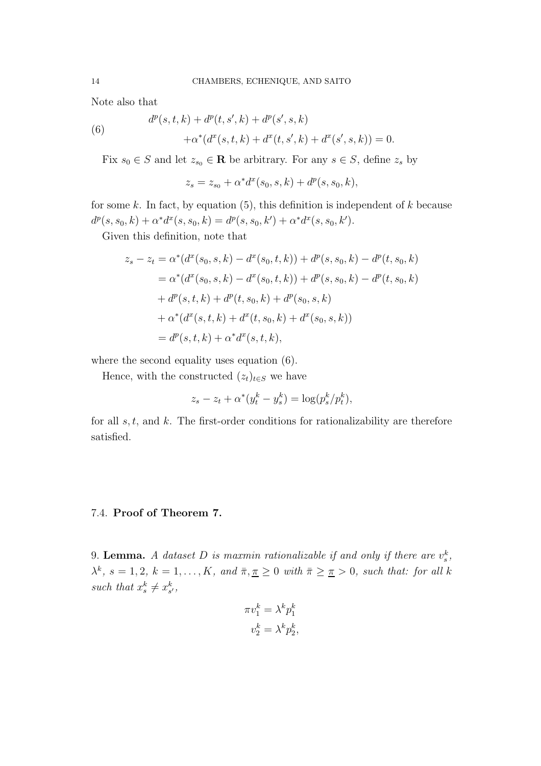Note also that

$$
\begin{aligned}
(6) \qquad & d^p(s,t,k) + d^p(t,s',k) + d^p(s',s,k) \\
& \quad + \alpha^*(d^x(s,t,k) + d^x(t,s',k) + d^x(s',s,k)) = 0.
\end{aligned}
$$

Fix $s_0 \in S$ and let $z_{s_0} \in \mathbf{R}$ be arbitrary. For any $s \in S$, define $z_s$ by

$$
z_s = z_{s_0} + \alpha^* d^x(s_0, s, k) + d^p(s, s_0, k),
$$

for some $k$. In fact, by equation (5), this definition is independent of $k$ because $d^p(s, s_0, k) + \alpha^* d^x(s, s_0, k) = d^p(s, s_0, k') + \alpha^* d^x(s, s_0, k')$.

Given this definition, note that

$$
\begin{aligned}
z_s - z_t &= \alpha^*(d^x(s_0, s, k) - d^x(s_0, t, k)) + d^p(s, s_0, k) - d^p(t, s_0, k) \\
&= \alpha^*(d^x(s_0, s, k) - d^x(s_0, t, k)) + d^p(s, s_0, k) - d^p(t, s_0, k) \\
&\quad + d^p(s, t, k) + d^p(t, s_0, k) + d^p(s_0, s, k) \\
&\quad + \alpha^*(d^x(s, t, k) + d^x(t, s_0, k) + d^x(s_0, s, k)) \\
&= d^p(s, t, k) + \alpha^* d^x(s, t, k),
\end{aligned}
$$

where the second equality uses equation (6).

Hence, with the constructed $(z_t)_{t \in S}$ we have

$$
z_s - z_t + \alpha^*(y_t^k - y_s^k) = \log(p_s^k / p_t^k),
$$

for all $s, t$, and $k$. The first-order conditions for rationalizability are therefore satisfied.

## 7.4. **Proof of Theorem 7.**

9. **Lemma.** *A dataset $D$ is maxmin rationalizable if and only if there are $v_s^k$, $\lambda^k$, $s = 1, 2$, $k = 1, \ldots, K$, and $\bar{\pi}, \underline{\pi} \geq 0$ with $\bar{\pi} \geq \underline{\pi} > 0$, such that: for all $k$ such that $x_s^k \neq x_{s'}^k$,*

$$
\begin{aligned}
\pi v_1^k &= \lambda^k p_1^k \\
v_2^k &= \lambda^k p_2^k,
\end{aligned}
$$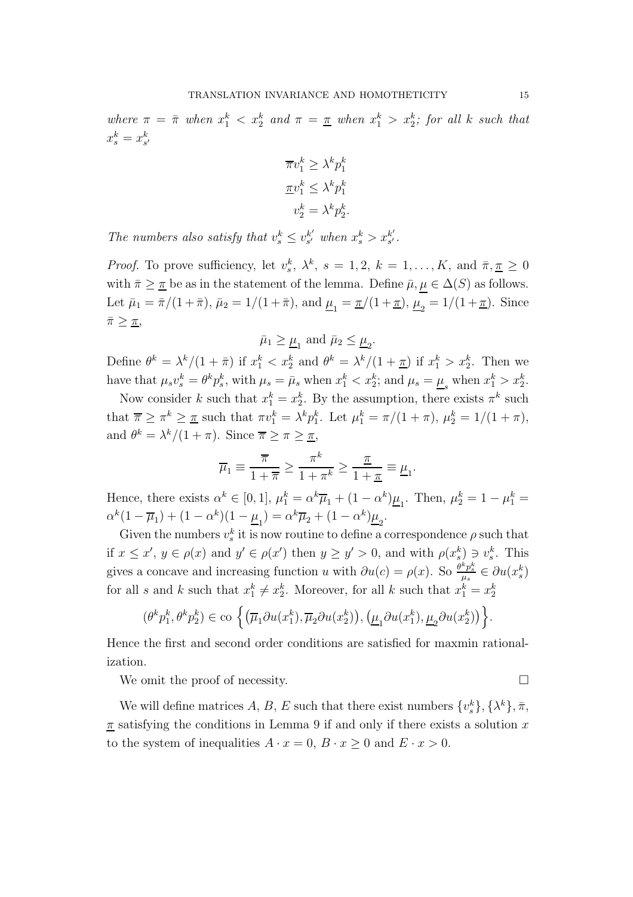*where* $\pi = \bar{\pi}$ *when* $x_1^k < x_2^k$ *and* $\pi = \underline{\pi}$ *when* $x_1^k > x_2^k$*; for all* $k$ *such that* $x_s^k = x_{s'}^k$

$$
\begin{aligned}
\overline{\pi} v_1^k &\geq \lambda^k p_1^k \\
\underline{\pi} v_1^k &\leq \lambda^k p_1^k \\
v_2^k &= \lambda^k p_2^k.
\end{aligned}
$$

*The numbers also satisfy that* $v_s^k \leq v_{s'}^{k'}$ *when* $x_s^k > x_{s'}^{k'}$.

*Proof.* To prove sufficiency, let $v_s^k$, $\lambda^k$, $s = 1, 2$, $k = 1, \ldots, K$, and $\bar{\pi}, \underline{\pi} \geq 0$ with $\bar{\pi} \geq \underline{\pi}$ be as in the statement of the lemma. Define $\bar{\mu}, \underline{\mu} \in \Delta(S)$ as follows. Let $\bar{\mu}_1 = \bar{\pi}/(1+\bar{\pi})$, $\bar{\mu}_2 = 1/(1+\bar{\pi})$, and $\underline{\mu}_1 = \underline{\pi}/(1+\underline{\pi})$, $\underline{\mu}_2 = 1/(1+\underline{\pi})$. Since $\bar{\pi} \geq \underline{\pi}$,

$$
\bar{\mu}_1 \geq \underline{\mu}_1 \text{ and } \bar{\mu}_2 \leq \underline{\mu}_2.
$$

Define $\theta^k = \lambda^k/(1+\bar{\pi})$ if $x_1^k < x_2^k$ and $\theta^k = \lambda^k/(1+\underline{\pi})$ if $x_1^k > x_2^k$. Then we have that $\mu_s v_s^k = \theta^k p_s^k$, with $\mu_s = \bar{\mu}_s$ when $x_1^k < x_2^k$; and $\mu_s = \underline{\mu}_s$ when $x_1^k > x_2^k$.

Now consider $k$ such that $x_1^k = x_2^k$. By the assumption, there exists $\pi^k$ such that $\overline{\pi} \geq \pi^k \geq \underline{\pi}$ such that $\pi v_1^k = \lambda^k p_1^k$. Let $\mu_1^k = \pi/(1+\pi)$, $\mu_2^k = 1/(1+\pi)$, and $\theta^k = \lambda^k/(1+\pi)$. Since $\overline{\pi} \geq \pi \geq \underline{\pi}$,

$$
\overline{\mu}_1 \equiv \frac{\overline{\pi}}{1+\overline{\pi}} \geq \frac{\pi^k}{1+\pi^k} \geq \frac{\underline{\pi}}{1+\underline{\pi}} \equiv \underline{\mu}_1.
$$

Hence, there exists $\alpha^k \in [0,1]$, $\mu_1^k = \alpha^k \overline{\mu}_1 + (1-\alpha^k)\underline{\mu}_1$. Then, $\mu_2^k = 1 - \mu_1^k = \alpha^k(1-\overline{\mu}_1) + (1-\alpha^k)(1-\underline{\mu}_1) = \alpha^k \overline{\mu}_2 + (1-\alpha^k)\underline{\mu}_2$.

Given the numbers $v_s^k$ it is now routine to define a correspondence $\rho$ such that if $x \leq x'$, $y \in \rho(x)$ and $y' \in \rho(x')$ then $y \geq y' > 0$, and with $\rho(x_s^k) \ni v_s^k$. This gives a concave and increasing function $u$ with $\partial u(c) = \rho(x)$. So $\frac{\theta^k p_s^k}{\mu_s} \in \partial u(x_s^k)$ for all $s$ and $k$ such that $x_1^k \neq x_2^k$. Moreover, for all $k$ such that $x_1^k = x_2^k$

$$
(\theta^k p_1^k, \theta^k p_2^k) \in \text{co}\left\{ \left(\overline{\mu}_1 \partial u(x_1^k), \overline{\mu}_2 \partial u(x_2^k)\right), \left(\underline{\mu}_1 \partial u(x_1^k), \underline{\mu}_2 \partial u(x_2^k)\right) \right\}.
$$

Hence the first and second order conditions are satisfied for maxmin rationalization.

We omit the proof of necessity. $\square$

We will define matrices $A$, $B$, $E$ such that there exist numbers $\{v_s^k\}, \{\lambda^k\}, \bar{\pi}$, $\underline{\pi}$ satisfying the conditions in Lemma 9 if and only if there exists a solution $x$ to the system of inequalities $A \cdot x = 0$, $B \cdot x \geq 0$ and $E \cdot x > 0$.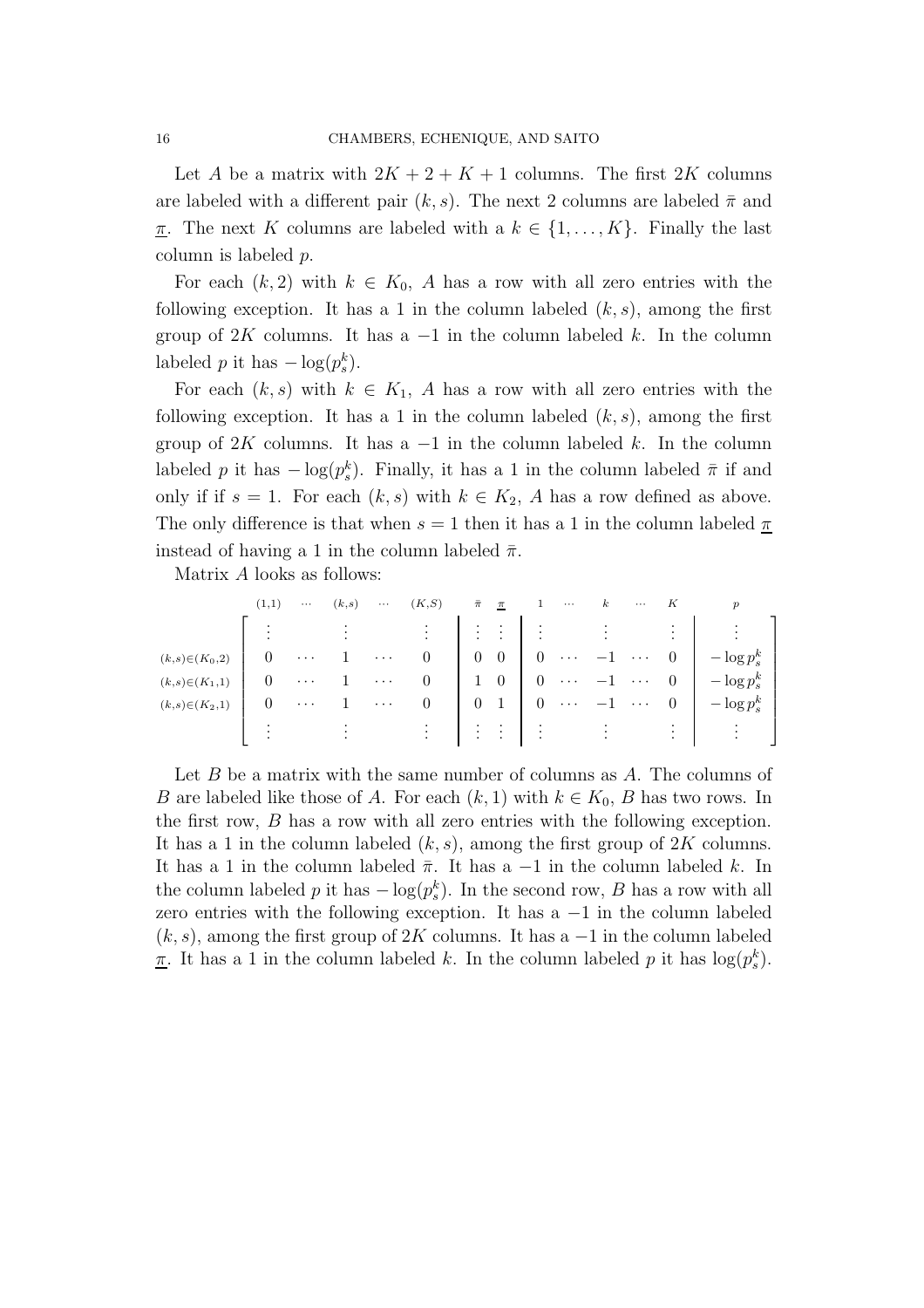Let $A$ be a matrix with $2K + 2 + K + 1$ columns. The first $2K$ columns are labeled with a different pair $(k, s)$. The next 2 columns are labeled $\bar{\pi}$ and $\underline{\pi}$. The next $K$ columns are labeled with a $k \in \{1, \ldots, K\}$. Finally the last column is labeled $p$.

For each $(k, 2)$ with $k \in K_0$, $A$ has a row with all zero entries with the following exception. It has a 1 in the column labeled $(k, s)$, among the first group of $2K$ columns. It has a $-1$ in the column labeled $k$. In the column labeled $p$ it has $-\log(p^k_s)$.

For each $(k, s)$ with $k \in K_1$, $A$ has a row with all zero entries with the following exception. It has a 1 in the column labeled $(k, s)$, among the first group of $2K$ columns. It has a $-1$ in the column labeled $k$. In the column labeled $p$ it has $-\log(p^k_s)$. Finally, it has a 1 in the column labeled $\bar{\pi}$ if and only if if $s = 1$. For each $(k, s)$ with $k \in K_2$, $A$ has a row defined as above. The only difference is that when $s = 1$ then it has a 1 in the column labeled $\underline{\pi}$ instead of having a 1 in the column labeled $\bar{\pi}$.

Matrix $A$ looks as follows:

$$
\begin{array}{r}
\\
\\
{\scriptstyle (k,s)\in(K_0,2)}\\
{\scriptstyle (k,s)\in(K_1,1)}\\
{\scriptstyle (k,s)\in(K_2,1)}\\
\\
\end{array}
\begin{array}{c}
\begin{array}{ccccccccccccc}
{\scriptstyle (1,1)} & {\scriptstyle \cdots} & {\scriptstyle (k,s)} & {\scriptstyle \cdots} & {\scriptstyle (K,S)} & {\scriptstyle \bar{\pi}} & {\scriptstyle \underline{\pi}} & {\scriptstyle 1} & {\scriptstyle \cdots} & {\scriptstyle k} & {\scriptstyle \cdots} & {\scriptstyle K} & {\scriptstyle p}
\end{array}\\
\left[\begin{array}{ccccc|cc|ccccc|c}
\vdots & & \vdots & & \vdots & \vdots & \vdots & \vdots & & \vdots & & \vdots & \vdots\\
0 & \cdots & 1 & \cdots & 0 & 0 & 0 & 0 & \cdots & -1 & \cdots & 0 & -\log p^k_s\\
0 & \cdots & 1 & \cdots & 0 & 1 & 0 & 0 & \cdots & -1 & \cdots & 0 & -\log p^k_s\\
0 & \cdots & 1 & \cdots & 0 & 0 & 1 & 0 & \cdots & -1 & \cdots & 0 & -\log p^k_s\\
\vdots & & \vdots & & \vdots & \vdots & \vdots & \vdots & & \vdots & & \vdots & \vdots
\end{array}\right]
\end{array}
$$

Let $B$ be a matrix with the same number of columns as $A$. The columns of $B$ are labeled like those of $A$. For each $(k, 1)$ with $k \in K_0$, $B$ has two rows. In the first row, $B$ has a row with all zero entries with the following exception. It has a 1 in the column labeled $(k, s)$, among the first group of $2K$ columns. It has a 1 in the column labeled $\bar{\pi}$. It has a $-1$ in the column labeled $k$. In the column labeled $p$ it has $-\log(p^k_s)$. In the second row, $B$ has a row with all zero entries with the following exception. It has a $-1$ in the column labeled $(k, s)$, among the first group of $2K$ columns. It has a $-1$ in the column labeled $\underline{\pi}$. It has a 1 in the column labeled $k$. In the column labeled $p$ it has $\log(p^k_s)$.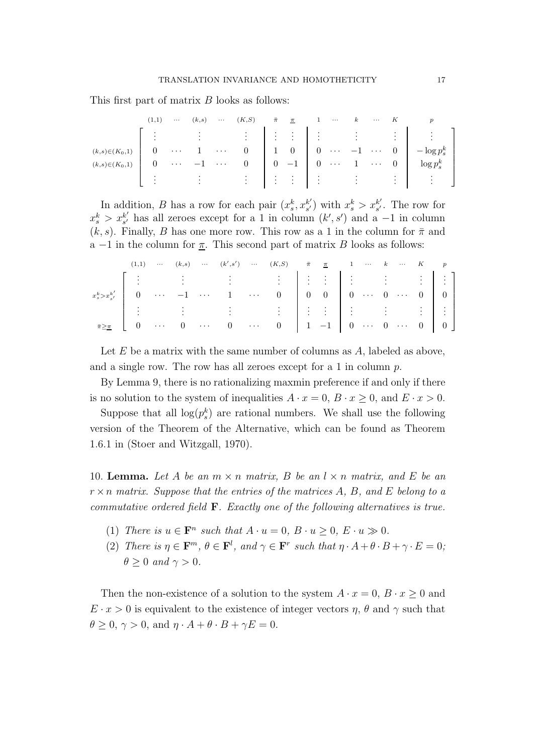This first part of matrix $B$ looks as follows:

$$
\begin{array}{c}
\\
\\
{\scriptstyle (k,s)\in(K_0,1)} \\
{\scriptstyle (k,s)\in(K_0,1)} \\
\\
\end{array}
\begin{array}{c}
{\scriptstyle (1,1) \quad \cdots \quad (k,s) \quad \cdots \quad (K,S) \qquad \bar{\pi} \quad \underline{\pi} \qquad 1 \quad \cdots \quad k \quad \cdots \quad K \qquad\qquad p} \\
\left[\begin{array}{ccccc|cc|ccccc|c}
\vdots & & \vdots & & \vdots & \vdots & \vdots & \vdots & & \vdots & & \vdots & \vdots \\
0 & \cdots & 1 & \cdots & 0 & 1 & 0 & 0 & \cdots & -1 & \cdots & 0 & -\log p_s^k \\
0 & \cdots & -1 & \cdots & 0 & 0 & -1 & 0 & \cdots & 1 & \cdots & 0 & \log p_s^k \\
\vdots & & \vdots & & \vdots & \vdots & \vdots & \vdots & & \vdots & & \vdots & \vdots
\end{array}\right]
\end{array}
$$

In addition, $B$ has a row for each pair $(x_s^k, x_{s'}^{k'})$ with $x_s^k > x_{s'}^{k'}$. The row for $x_s^k > x_{s'}^{k'}$ has all zeroes except for a 1 in column $(k', s')$ and a $-1$ in column $(k, s)$. Finally, $B$ has one more row. This row as a 1 in the column for $\bar{\pi}$ and a $-1$ in the column for $\underline{\pi}$. This second part of matrix $B$ looks as follows:

$$
\begin{array}{c}
\\
\\
{\scriptstyle x_s^k > x_{s'}^{k'}} \\
\\
{\scriptstyle \bar{\pi} \geq \underline{\pi}}
\end{array}
\begin{array}{c}
{\scriptstyle (1,1) \quad \cdots \quad (k,s) \quad \cdots \quad (k',s') \quad \cdots \quad (K,S) \qquad \bar{\pi} \quad \underline{\pi} \qquad 1 \quad \cdots \quad k \quad \cdots \quad K \qquad p} \\
\left[\begin{array}{ccccccc|cc|ccccc|c}
\vdots & & \vdots & & \vdots & & \vdots & \vdots & \vdots & \vdots & & \vdots & & \vdots & \vdots \\
0 & \cdots & -1 & \cdots & 1 & \cdots & 0 & 0 & 0 & 0 & \cdots & 0 & \cdots & 0 & 0 \\
\vdots & & \vdots & & \vdots & & \vdots & \vdots & \vdots & \vdots & & \vdots & & \vdots & \vdots \\
0 & \cdots & 0 & \cdots & 0 & \cdots & 0 & 1 & -1 & 0 & \cdots & 0 & \cdots & 0 & 0
\end{array}\right]
\end{array}
$$

Let $E$ be a matrix with the same number of columns as $A$, labeled as above, and a single row. The row has all zeroes except for a 1 in column $p$.

By Lemma 9, there is no rationalizing maxmin preference if and only if there is no solution to the system of inequalities $A \cdot x = 0$, $B \cdot x \geq 0$, and $E \cdot x > 0$.

Suppose that all $\log(p_s^k)$ are rational numbers. We shall use the following version of the Theorem of the Alternative, which can be found as Theorem 1.6.1 in (Stoer and Witzgall, 1970).

10. **Lemma.** *Let $A$ be an $m \times n$ matrix, $B$ be an $l \times n$ matrix, and $E$ be an $r \times n$ matrix. Suppose that the entries of the matrices $A$, $B$, and $E$ belong to a commutative ordered field $\mathbf{F}$. Exactly one of the following alternatives is true.*

(1) *There is $u \in \mathbf{F}^n$ such that $A \cdot u = 0$, $B \cdot u \geq 0$, $E \cdot u \gg 0$.*
(2) *There is $\eta \in \mathbf{F}^m$, $\theta \in \mathbf{F}^l$, and $\gamma \in \mathbf{F}^r$ such that $\eta \cdot A + \theta \cdot B + \gamma \cdot E = 0$; $\theta \geq 0$ and $\gamma > 0$.*

Then the non-existence of a solution to the system $A \cdot x = 0$, $B \cdot x \geq 0$ and $E \cdot x > 0$ is equivalent to the existence of integer vectors $\eta$, $\theta$ and $\gamma$ such that $\theta \geq 0$, $\gamma > 0$, and $\eta \cdot A + \theta \cdot B + \gamma E = 0$.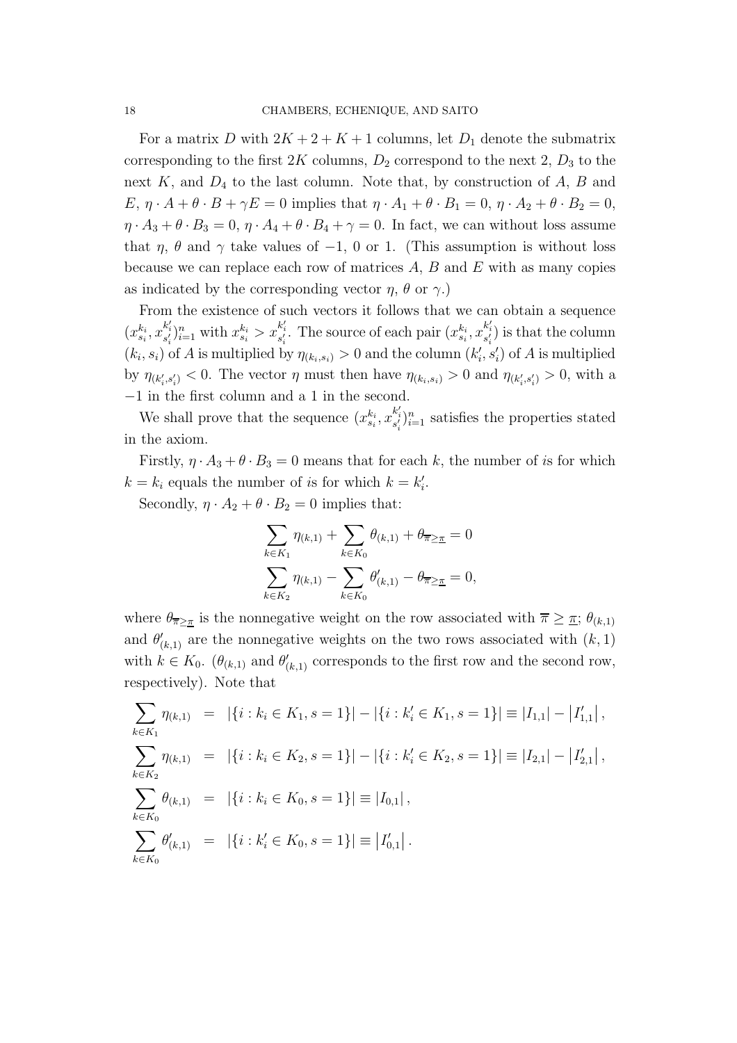For a matrix $D$ with $2K + 2 + K + 1$ columns, let $D_1$ denote the submatrix corresponding to the first $2K$ columns, $D_2$ correspond to the next 2, $D_3$ to the next $K$, and $D_4$ to the last column. Note that, by construction of $A$, $B$ and $E$, $\eta \cdot A + \theta \cdot B + \gamma E = 0$ implies that $\eta \cdot A_1 + \theta \cdot B_1 = 0$, $\eta \cdot A_2 + \theta \cdot B_2 = 0$, $\eta \cdot A_3 + \theta \cdot B_3 = 0$, $\eta \cdot A_4 + \theta \cdot B_4 + \gamma = 0$. In fact, we can without loss assume that $\eta$, $\theta$ and $\gamma$ take values of $-1$, 0 or 1. (This assumption is without loss because we can replace each row of matrices $A$, $B$ and $E$ with as many copies as indicated by the corresponding vector $\eta$, $\theta$ or $\gamma$.)

From the existence of such vectors it follows that we can obtain a sequence $(x^{k_i}_{s_i}, x^{k'_i}_{s'_i})_{i=1}^n$ with $x^{k_i}_{s_i} > x^{k'_i}_{s'_i}$. The source of each pair $(x^{k_i}_{s_i}, x^{k'_i}_{s'_i})$ is that the column $(k_i, s_i)$ of $A$ is multiplied by $\eta_{(k_i,s_i)} > 0$ and the column $(k'_i, s'_i)$ of $A$ is multiplied by $\eta_{(k'_i,s'_i)} < 0$. The vector $\eta$ must then have $\eta_{(k_i,s_i)} > 0$ and $\eta_{(k'_i,s'_i)} > 0$, with a $-1$ in the first column and a 1 in the second.

We shall prove that the sequence $(x^{k_i}_{s_i}, x^{k'_i}_{s'_i})_{i=1}^n$ satisfies the properties stated in the axiom.

Firstly, $\eta \cdot A_3 + \theta \cdot B_3 = 0$ means that for each $k$, the number of $i$s for which $k = k_i$ equals the number of $i$s for which $k = k'_i$.

Secondly, $\eta \cdot A_2 + \theta \cdot B_2 = 0$ implies that:

$$\sum_{k \in K_1} \eta_{(k,1)} + \sum_{k \in K_0} \theta_{(k,1)} + \theta_{\overline{\pi} \geq \underline{\pi}} = 0$$

$$\sum_{k \in K_2} \eta_{(k,1)} - \sum_{k \in K_0} \theta'_{(k,1)} - \theta_{\overline{\pi} \geq \underline{\pi}} = 0,$$

where $\theta_{\overline{\pi} \geq \underline{\pi}}$ is the nonnegative weight on the row associated with $\overline{\pi} \geq \underline{\pi}$; $\theta_{(k,1)}$ and $\theta'_{(k,1)}$ are the nonnegative weights on the two rows associated with $(k,1)$ with $k \in K_0$. ($\theta_{(k,1)}$ and $\theta'_{(k,1)}$ corresponds to the first row and the second row, respectively). Note that

$$\begin{aligned}
\sum_{k \in K_1} \eta_{(k,1)} &= |\{i : k_i \in K_1, s = 1\}| - |\{i : k'_i \in K_1, s = 1\}| \equiv |I_{1,1}| - |I'_{1,1}|, \\
\sum_{k \in K_2} \eta_{(k,1)} &= |\{i : k_i \in K_2, s = 1\}| - |\{i : k'_i \in K_2, s = 1\}| \equiv |I_{2,1}| - |I'_{2,1}|, \\
\sum_{k \in K_0} \theta_{(k,1)} &= |\{i : k_i \in K_0, s = 1\}| \equiv |I_{0,1}|, \\
\sum_{k \in K_0} \theta'_{(k,1)} &= |\{i : k'_i \in K_0, s = 1\}| \equiv |I'_{0,1}|.
\end{aligned}$$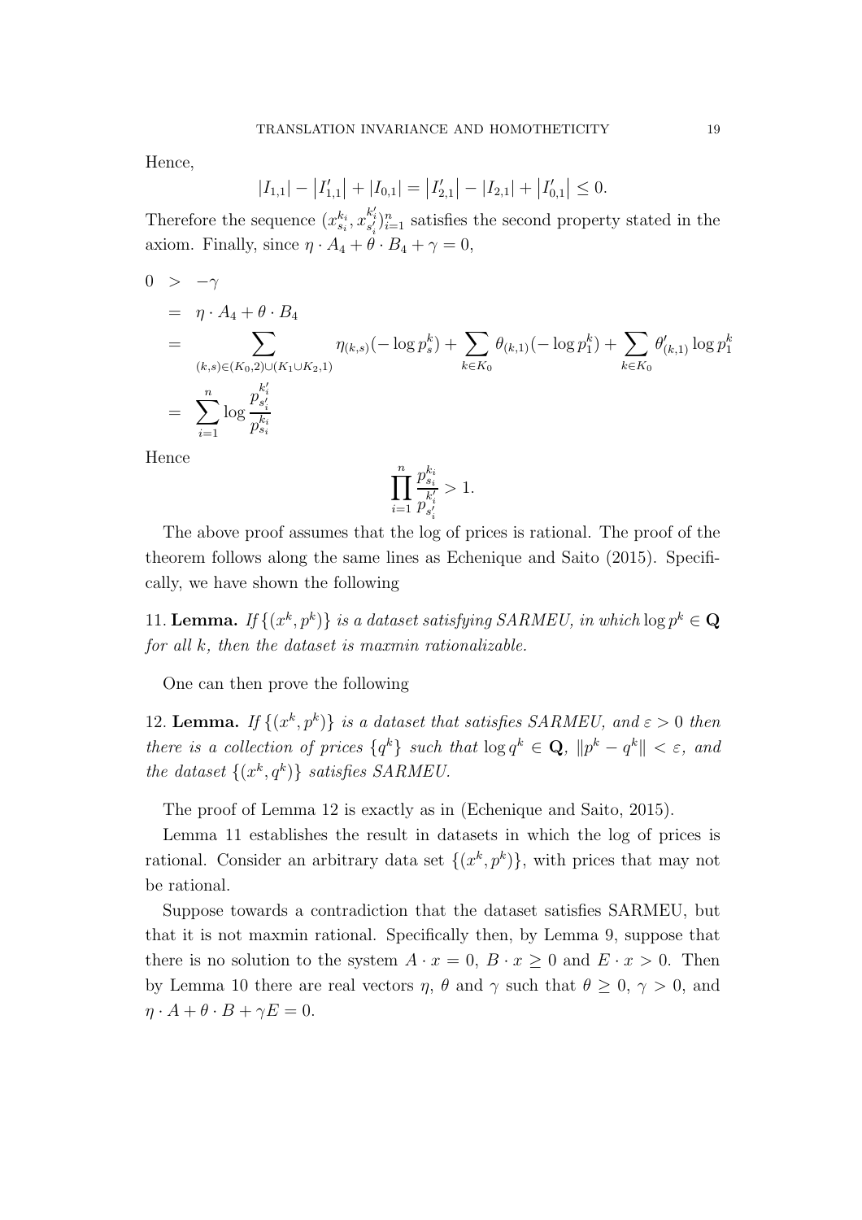Hence,

$$|I_{1,1}| - |I'_{1,1}| + |I_{0,1}| = |I'_{2,1}| - |I_{2,1}| + |I'_{0,1}| \leq 0.$$

Therefore the sequence $(x^{k_i}_{s_i}, x^{k'_i}_{s'_i})_{i=1}^n$ satisfies the second property stated in the axiom. Finally, since $\eta \cdot A_4 + \theta \cdot B_4 + \gamma = 0$,

$$\begin{aligned}
0 &> -\gamma \\
&= \eta \cdot A_4 + \theta \cdot B_4 \\
&= \sum_{(k,s) \in (K_0, 2) \cup (K_1 \cup K_2, 1)} \eta_{(k,s)}(-\log p^k_s) + \sum_{k \in K_0} \theta_{(k,1)}(-\log p^k_1) + \sum_{k \in K_0} \theta'_{(k,1)} \log p^k_1 \\
&= \sum_{i=1}^n \log \frac{p^{k'_i}_{s'_i}}{p^{k_i}_{s_i}}
\end{aligned}$$

Hence

$$\prod_{i=1}^n \frac{p^{k_i}_{s_i}}{p^{k'_i}_{s'_i}} > 1.$$

The above proof assumes that the log of prices is rational. The proof of the theorem follows along the same lines as Echenique and Saito (2015). Specifically, we have shown the following

11. **Lemma.** *If $\{(x^k, p^k)\}$ is a dataset satisfying SARMEU, in which $\log p^k \in \mathbf{Q}$ for all $k$, then the dataset is maxmin rationalizable.*

One can then prove the following

12. **Lemma.** *If $\{(x^k, p^k)\}$ is a dataset that satisfies SARMEU, and $\varepsilon > 0$ then there is a collection of prices $\{q^k\}$ such that $\log q^k \in \mathbf{Q}$, $\|p^k - q^k\| < \varepsilon$, and the dataset $\{(x^k, q^k)\}$ satisfies SARMEU.*

The proof of Lemma 12 is exactly as in (Echenique and Saito, 2015).

Lemma 11 establishes the result in datasets in which the log of prices is rational. Consider an arbitrary data set $\{(x^k, p^k)\}$, with prices that may not be rational.

Suppose towards a contradiction that the dataset satisfies SARMEU, but that it is not maxmin rational. Specifically then, by Lemma 9, suppose that there is no solution to the system $A \cdot x = 0$, $B \cdot x \geq 0$ and $E \cdot x > 0$. Then by Lemma 10 there are real vectors $\eta$, $\theta$ and $\gamma$ such that $\theta \geq 0$, $\gamma > 0$, and $\eta \cdot A + \theta \cdot B + \gamma E = 0$.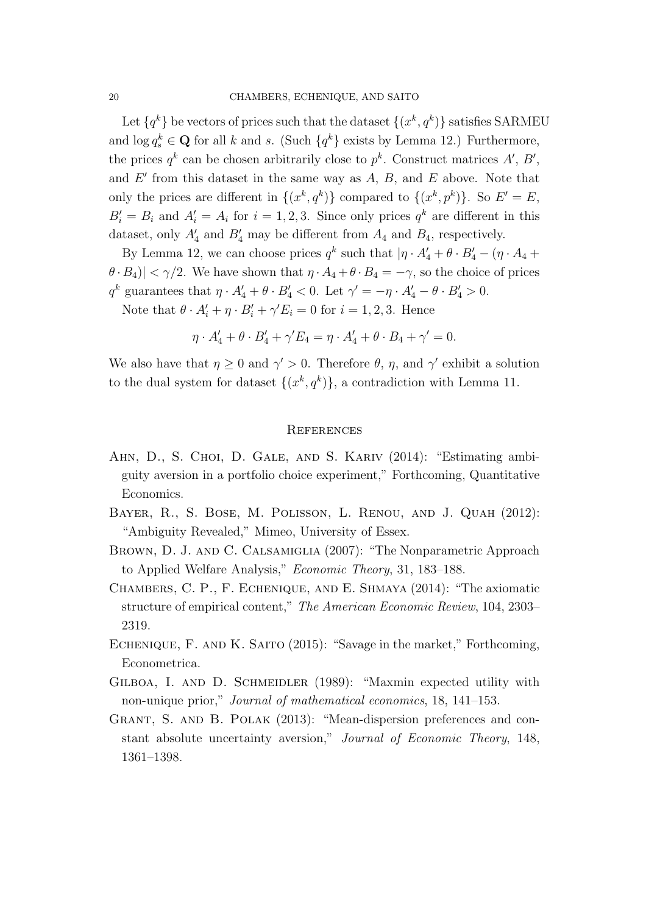Let $\{q^k\}$ be vectors of prices such that the dataset $\{(x^k, q^k)\}$ satisfies SARMEU and $\log q^k_s \in \mathbf{Q}$ for all $k$ and $s$. (Such $\{q^k\}$ exists by Lemma 12.) Furthermore, the prices $q^k$ can be chosen arbitrarily close to $p^k$. Construct matrices $A'$, $B'$, and $E'$ from this dataset in the same way as $A$, $B$, and $E$ above. Note that only the prices are different in $\{(x^k, q^k)\}$ compared to $\{(x^k, p^k)\}$. So $E' = E$, $B'_i = B_i$ and $A'_i = A_i$ for $i = 1, 2, 3$. Since only prices $q^k$ are different in this dataset, only $A'_4$ and $B'_4$ may be different from $A_4$ and $B_4$, respectively.

By Lemma 12, we can choose prices $q^k$ such that $|\eta \cdot A'_4 + \theta \cdot B'_4 - (\eta \cdot A_4 + \theta \cdot B_4)| < \gamma/2$. We have shown that $\eta \cdot A_4 + \theta \cdot B_4 = -\gamma$, so the choice of prices $q^k$ guarantees that $\eta \cdot A'_4 + \theta \cdot B'_4 < 0$. Let $\gamma' = -\eta \cdot A'_4 - \theta \cdot B'_4 > 0$.

Note that $\theta \cdot A'_i + \eta \cdot B'_i + \gamma' E_i = 0$ for $i = 1, 2, 3$. Hence

$$\eta \cdot A'_4 + \theta \cdot B'_4 + \gamma' E_4 = \eta \cdot A'_4 + \theta \cdot B_4 + \gamma' = 0.$$

We also have that $\eta \geq 0$ and $\gamma' > 0$. Therefore $\theta$, $\eta$, and $\gamma'$ exhibit a solution to the dual system for dataset $\{(x^k, q^k)\}$, a contradiction with Lemma 11.

## References

Ahn, D., S. Choi, D. Gale, and S. Kariv (2014): "Estimating ambiguity aversion in a portfolio choice experiment," Forthcoming, Quantitative Economics.

Bayer, R., S. Bose, M. Polisson, L. Renou, and J. Quah (2012): "Ambiguity Revealed," Mimeo, University of Essex.

Brown, D. J. and C. Calsamiglia (2007): "The Nonparametric Approach to Applied Welfare Analysis," *Economic Theory*, 31, 183–188.

Chambers, C. P., F. Echenique, and E. Shmaya (2014): "The axiomatic structure of empirical content," *The American Economic Review*, 104, 2303–2319.

Echenique, F. and K. Saito (2015): "Savage in the market," Forthcoming, Econometrica.

Gilboa, I. and D. Schmeidler (1989): "Maxmin expected utility with non-unique prior," *Journal of mathematical economics*, 18, 141–153.

Grant, S. and B. Polak (2013): "Mean-dispersion preferences and constant absolute uncertainty aversion," *Journal of Economic Theory*, 148, 1361–1398.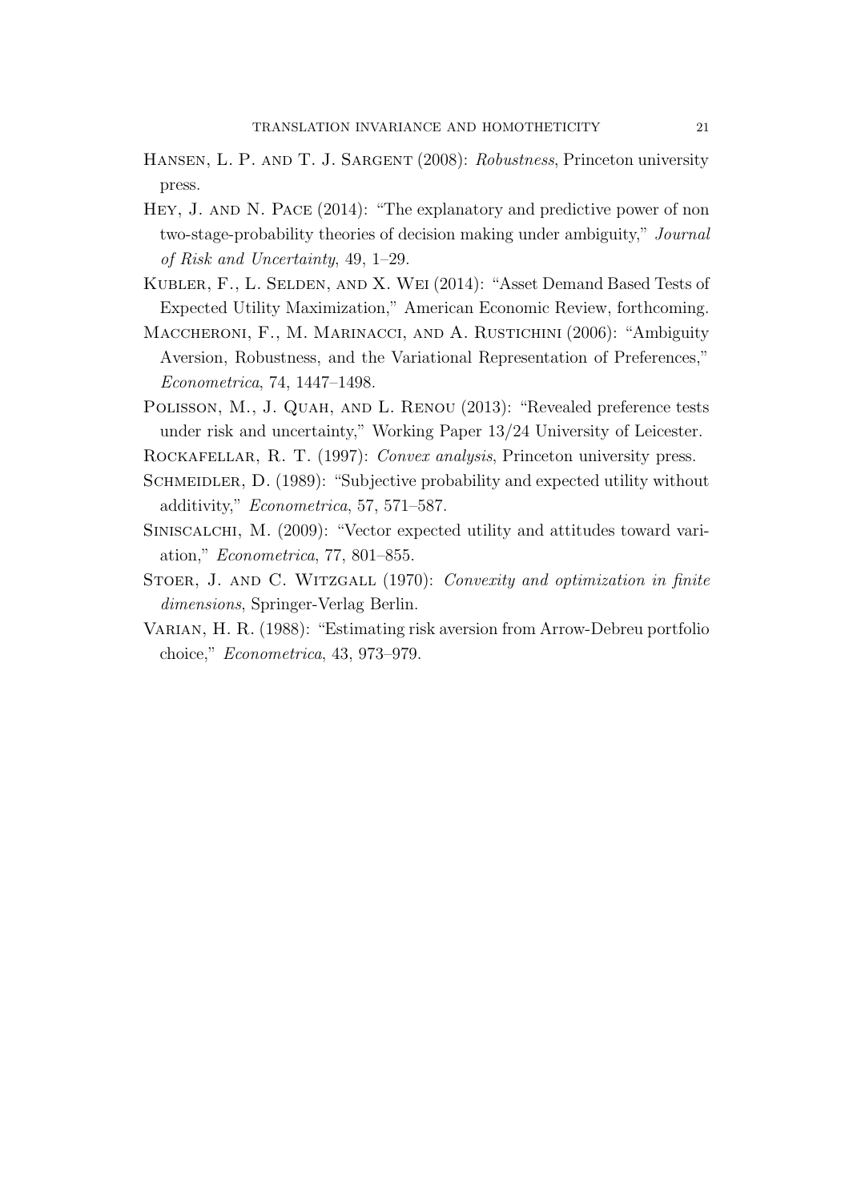Hansen, L. P. and T. J. Sargent (2008): *Robustness*, Princeton university press.

Hey, J. and N. Pace (2014): "The explanatory and predictive power of non two-stage-probability theories of decision making under ambiguity," *Journal of Risk and Uncertainty*, 49, 1–29.

Kubler, F., L. Selden, and X. Wei (2014): "Asset Demand Based Tests of Expected Utility Maximization," American Economic Review, forthcoming.

Maccheroni, F., M. Marinacci, and A. Rustichini (2006): "Ambiguity Aversion, Robustness, and the Variational Representation of Preferences," *Econometrica*, 74, 1447–1498.

Polisson, M., J. Quah, and L. Renou (2013): "Revealed preference tests under risk and uncertainty," Working Paper 13/24 University of Leicester.

Rockafellar, R. T. (1997): *Convex analysis*, Princeton university press.

Schmeidler, D. (1989): "Subjective probability and expected utility without additivity," *Econometrica*, 57, 571–587.

Siniscalchi, M. (2009): "Vector expected utility and attitudes toward variation," *Econometrica*, 77, 801–855.

Stoer, J. and C. Witzgall (1970): *Convexity and optimization in finite dimensions*, Springer-Verlag Berlin.

Varian, H. R. (1988): "Estimating risk aversion from Arrow-Debreu portfolio choice," *Econometrica*, 43, 973–979.